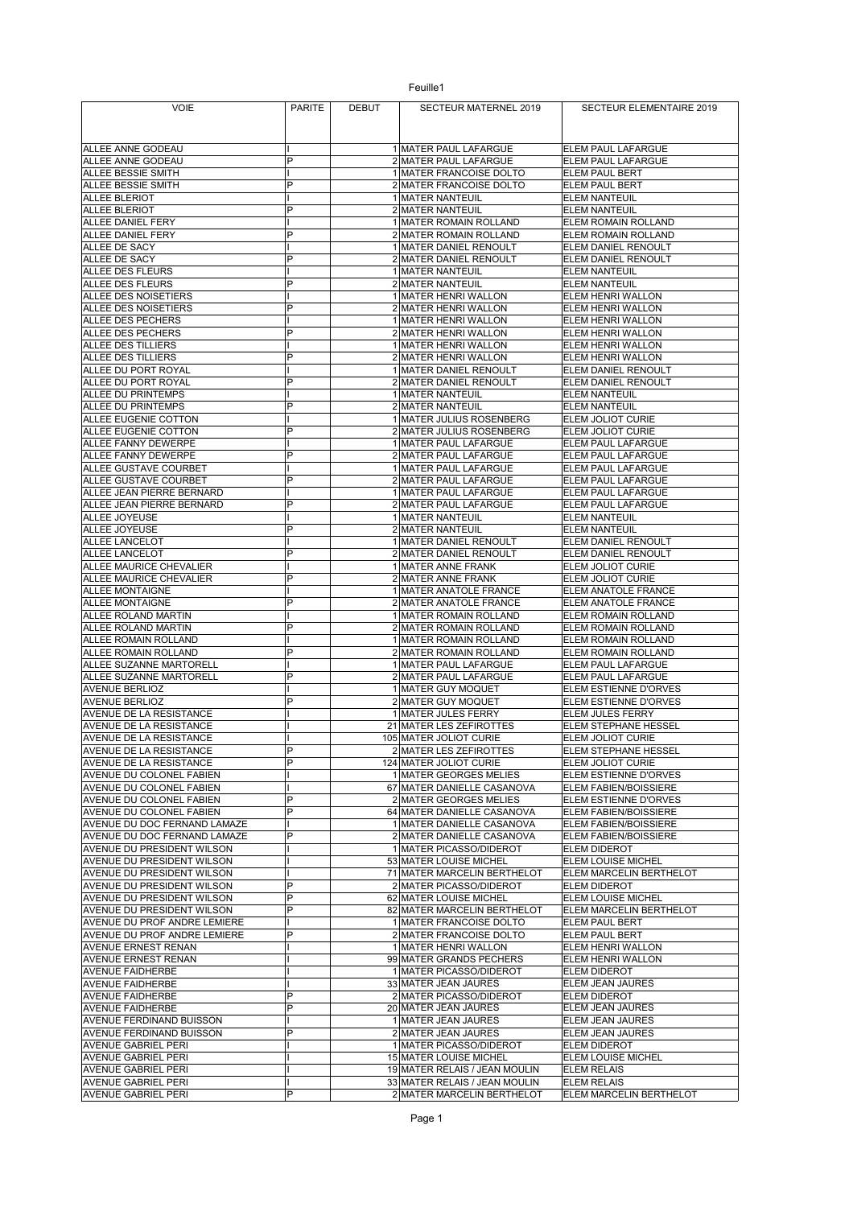| VOIE | PARITE | DEBUT | SECTEUR MATERNEL 2019 | SECTEUR ELEMENTAIRE 2019 |
|---|---|---|---|---|
| ALLEE ANNE GODEAU | I | 1 | MATER PAUL LAFARGUE | ELEM PAUL LAFARGUE |
| ALLEE ANNE GODEAU | P | 2 | MATER PAUL LAFARGUE | ELEM PAUL LAFARGUE |
| ALLEE BESSIE SMITH | I | 1 | MATER FRANCOISE DOLTO | ELEM PAUL BERT |
| ALLEE BESSIE SMITH | P | 2 | MATER FRANCOISE DOLTO | ELEM PAUL BERT |
| ALLEE BLERIOT | I | 1 | MATER NANTEUIL | ELEM NANTEUIL |
| ALLEE BLERIOT | P | 2 | MATER NANTEUIL | ELEM NANTEUIL |
| ALLEE DANIEL FERY | I | 1 | MATER ROMAIN ROLLAND | ELEM ROMAIN ROLLAND |
| ALLEE DANIEL FERY | P | 2 | MATER ROMAIN ROLLAND | ELEM ROMAIN ROLLAND |
| ALLEE DE SACY | I | 1 | MATER DANIEL RENOULT | ELEM DANIEL RENOULT |
| ALLEE DE SACY | P | 2 | MATER DANIEL RENOULT | ELEM DANIEL RENOULT |
| ALLEE DES FLEURS | I | 1 | MATER NANTEUIL | ELEM NANTEUIL |
| ALLEE DES FLEURS | P | 2 | MATER NANTEUIL | ELEM NANTEUIL |
| ALLEE DES NOISETIERS | I | 1 | MATER HENRI WALLON | ELEM HENRI WALLON |
| ALLEE DES NOISETIERS | P | 2 | MATER HENRI WALLON | ELEM HENRI WALLON |
| ALLEE DES PECHERS | I | 1 | MATER HENRI WALLON | ELEM HENRI WALLON |
| ALLEE DES PECHERS | P | 2 | MATER HENRI WALLON | ELEM HENRI WALLON |
| ALLEE DES TILLIERS | I | 1 | MATER HENRI WALLON | ELEM HENRI WALLON |
| ALLEE DES TILLIERS | P | 2 | MATER HENRI WALLON | ELEM HENRI WALLON |
| ALLEE DU PORT ROYAL | I | 1 | MATER DANIEL RENOULT | ELEM DANIEL RENOULT |
| ALLEE DU PORT ROYAL | P | 2 | MATER DANIEL RENOULT | ELEM DANIEL RENOULT |
| ALLEE DU PRINTEMPS | I | 1 | MATER NANTEUIL | ELEM NANTEUIL |
| ALLEE DU PRINTEMPS | P | 2 | MATER NANTEUIL | ELEM NANTEUIL |
| ALLEE EUGENIE COTTON | I | 1 | MATER JULIUS ROSENBERG | ELEM JOLIOT CURIE |
| ALLEE EUGENIE COTTON | P | 2 | MATER JULIUS ROSENBERG | ELEM JOLIOT CURIE |
| ALLEE FANNY DEWERPE | I | 1 | MATER PAUL LAFARGUE | ELEM PAUL LAFARGUE |
| ALLEE FANNY DEWERPE | P | 2 | MATER PAUL LAFARGUE | ELEM PAUL LAFARGUE |
| ALLEE GUSTAVE COURBET | I | 1 | MATER PAUL LAFARGUE | ELEM PAUL LAFARGUE |
| ALLEE GUSTAVE COURBET | P | 2 | MATER PAUL LAFARGUE | ELEM PAUL LAFARGUE |
| ALLEE JEAN PIERRE BERNARD | I | 1 | MATER PAUL LAFARGUE | ELEM PAUL LAFARGUE |
| ALLEE JEAN PIERRE BERNARD | P | 2 | MATER PAUL LAFARGUE | ELEM PAUL LAFARGUE |
| ALLEE JOYEUSE | I | 1 | MATER NANTEUIL | ELEM NANTEUIL |
| ALLEE JOYEUSE | P | 2 | MATER NANTEUIL | ELEM NANTEUIL |
| ALLEE LANCELOT | I | 1 | MATER DANIEL RENOULT | ELEM DANIEL RENOULT |
| ALLEE LANCELOT | P | 2 | MATER DANIEL RENOULT | ELEM DANIEL RENOULT |
| ALLEE MAURICE CHEVALIER | I | 1 | MATER ANNE FRANK | ELEM JOLIOT CURIE |
| ALLEE MAURICE CHEVALIER | P | 2 | MATER ANNE FRANK | ELEM JOLIOT CURIE |
| ALLEE MONTAIGNE | I | 1 | MATER ANATOLE FRANCE | ELEM ANATOLE FRANCE |
| ALLEE MONTAIGNE | P | 2 | MATER ANATOLE FRANCE | ELEM ANATOLE FRANCE |
| ALLEE ROLAND MARTIN | I | 1 | MATER ROMAIN ROLLAND | ELEM ROMAIN ROLLAND |
| ALLEE ROLAND MARTIN | P | 2 | MATER ROMAIN ROLLAND | ELEM ROMAIN ROLLAND |
| ALLEE ROMAIN ROLLAND | I | 1 | MATER ROMAIN ROLLAND | ELEM ROMAIN ROLLAND |
| ALLEE ROMAIN ROLLAND | P | 2 | MATER ROMAIN ROLLAND | ELEM ROMAIN ROLLAND |
| ALLEE SUZANNE MARTORELL | I | 1 | MATER PAUL LAFARGUE | ELEM PAUL LAFARGUE |
| ALLEE SUZANNE MARTORELL | P | 2 | MATER PAUL LAFARGUE | ELEM PAUL LAFARGUE |
| AVENUE BERLIOZ | I | 1 | MATER GUY MOQUET | ELEM ESTIENNE D'ORVES |
| AVENUE BERLIOZ | P | 2 | MATER GUY MOQUET | ELEM ESTIENNE D'ORVES |
| AVENUE DE LA RESISTANCE | I | 1 | MATER JULES FERRY | ELEM JULES FERRY |
| AVENUE DE LA RESISTANCE | I | 21 | MATER LES ZEFIROTTES | ELEM STEPHANE HESSEL |
| AVENUE DE LA RESISTANCE | I | 105 | MATER JOLIOT CURIE | ELEM JOLIOT CURIE |
| AVENUE DE LA RESISTANCE | P | 2 | MATER LES ZEFIROTTES | ELEM STEPHANE HESSEL |
| AVENUE DE LA RESISTANCE | P | 124 | MATER JOLIOT CURIE | ELEM JOLIOT CURIE |
| AVENUE DU COLONEL FABIEN | I | 1 | MATER GEORGES MELIES | ELEM ESTIENNE D'ORVES |
| AVENUE DU COLONEL FABIEN | I | 67 | MATER DANIELLE CASANOVA | ELEM FABIEN/BOISSIERE |
| AVENUE DU COLONEL FABIEN | P | 2 | MATER GEORGES MELIES | ELEM ESTIENNE D'ORVES |
| AVENUE DU COLONEL FABIEN | P | 64 | MATER DANIELLE CASANOVA | ELEM FABIEN/BOISSIERE |
| AVENUE DU DOC FERNAND LAMAZE | I | 1 | MATER DANIELLE CASANOVA | ELEM FABIEN/BOISSIERE |
| AVENUE DU DOC FERNAND LAMAZE | P | 2 | MATER DANIELLE CASANOVA | ELEM FABIEN/BOISSIERE |
| AVENUE DU PRESIDENT WILSON | I | 1 | MATER PICASSO/DIDEROT | ELEM DIDEROT |
| AVENUE DU PRESIDENT WILSON | I | 53 | MATER LOUISE MICHEL | ELEM LOUISE MICHEL |
| AVENUE DU PRESIDENT WILSON | I | 71 | MATER MARCELIN BERTHELOT | ELEM MARCELIN BERTHELOT |
| AVENUE DU PRESIDENT WILSON | P | 2 | MATER PICASSO/DIDEROT | ELEM DIDEROT |
| AVENUE DU PRESIDENT WILSON | P | 62 | MATER LOUISE MICHEL | ELEM LOUISE MICHEL |
| AVENUE DU PRESIDENT WILSON | P | 82 | MATER MARCELIN BERTHELOT | ELEM MARCELIN BERTHELOT |
| AVENUE DU PROF ANDRE LEMIERE | I | 1 | MATER FRANCOISE DOLTO | ELEM PAUL BERT |
| AVENUE DU PROF ANDRE LEMIERE | P | 2 | MATER FRANCOISE DOLTO | ELEM PAUL BERT |
| AVENUE ERNEST RENAN | I | 1 | MATER HENRI WALLON | ELEM HENRI WALLON |
| AVENUE ERNEST RENAN | I | 99 | MATER GRANDS PECHERS | ELEM HENRI WALLON |
| AVENUE FAIDHERBE | I | 1 | MATER PICASSO/DIDEROT | ELEM DIDEROT |
| AVENUE FAIDHERBE | I | 33 | MATER JEAN JAURES | ELEM JEAN JAURES |
| AVENUE FAIDHERBE | P | 2 | MATER PICASSO/DIDEROT | ELEM DIDEROT |
| AVENUE FAIDHERBE | P | 20 | MATER JEAN JAURES | ELEM JEAN JAURES |
| AVENUE FERDINAND BUISSON | I | 1 | MATER JEAN JAURES | ELEM JEAN JAURES |
| AVENUE FERDINAND BUISSON | P | 2 | MATER JEAN JAURES | ELEM JEAN JAURES |
| AVENUE GABRIEL PERI | I | 1 | MATER PICASSO/DIDEROT | ELEM DIDEROT |
| AVENUE GABRIEL PERI | I | 15 | MATER LOUISE MICHEL | ELEM LOUISE MICHEL |
| AVENUE GABRIEL PERI | I | 19 | MATER RELAIS / JEAN MOULIN | ELEM RELAIS |
| AVENUE GABRIEL PERI | I | 33 | MATER RELAIS / JEAN MOULIN | ELEM RELAIS |
| AVENUE GABRIEL PERI | P | 2 | MATER MARCELIN BERTHELOT | ELEM MARCELIN BERTHELOT |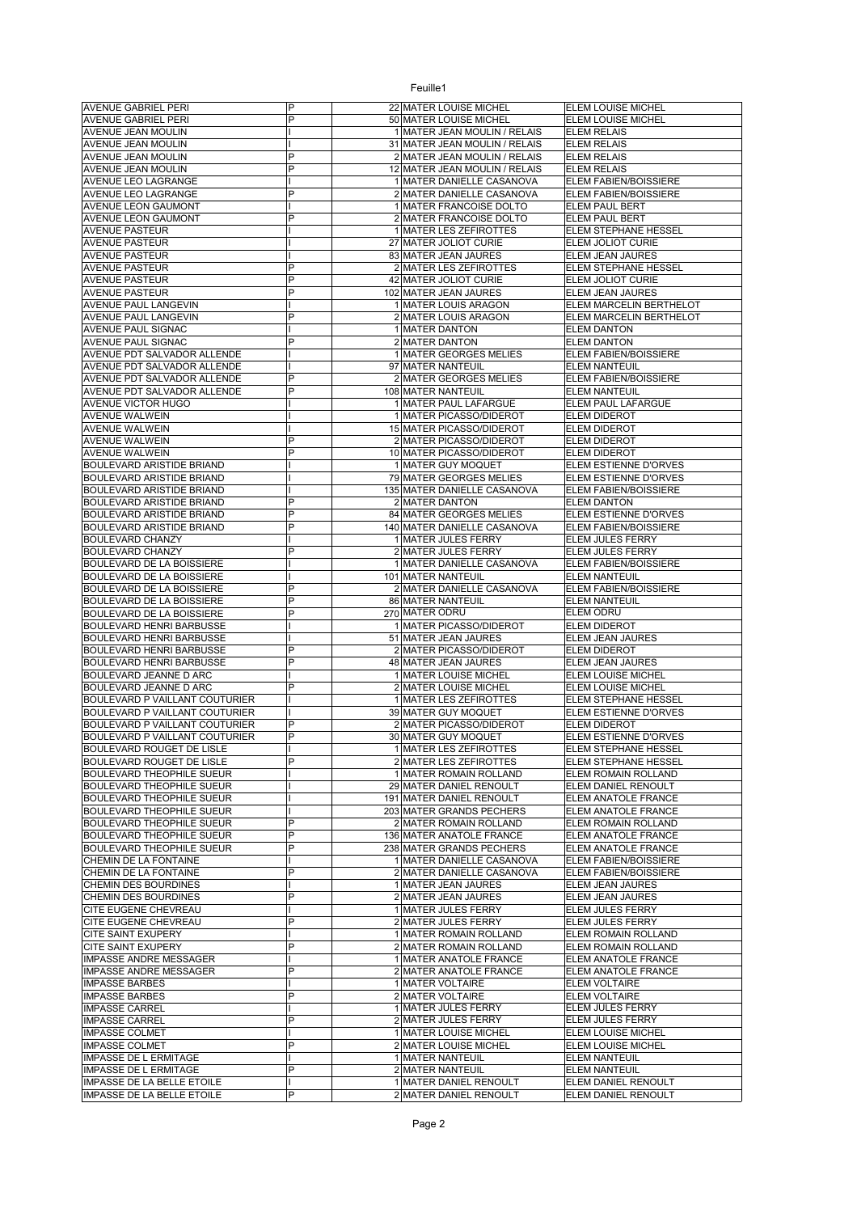| AVENUE GABRIEL PERI | P | 22 | MATER LOUISE MICHEL | ELEM LOUISE MICHEL |
|---|---|---|---|---|
| AVENUE GABRIEL PERI | P | 50 | MATER LOUISE MICHEL | ELEM LOUISE MICHEL |
| AVENUE JEAN MOULIN | I | 1 | MATER JEAN MOULIN / RELAIS | ELEM RELAIS |
| AVENUE JEAN MOULIN | I | 31 | MATER JEAN MOULIN / RELAIS | ELEM RELAIS |
| AVENUE JEAN MOULIN | P | 2 | MATER JEAN MOULIN / RELAIS | ELEM RELAIS |
| AVENUE JEAN MOULIN | P | 12 | MATER JEAN MOULIN / RELAIS | ELEM RELAIS |
| AVENUE LEO LAGRANGE | I | 1 | MATER DANIELLE CASANOVA | ELEM FABIEN/BOISSIERE |
| AVENUE LEO LAGRANGE | P | 2 | MATER DANIELLE CASANOVA | ELEM FABIEN/BOISSIERE |
| AVENUE LEON GAUMONT | I | 1 | MATER FRANCOISE DOLTO | ELEM PAUL BERT |
| AVENUE LEON GAUMONT | P | 2 | MATER FRANCOISE DOLTO | ELEM PAUL BERT |
| AVENUE PASTEUR | I | 1 | MATER LES ZEFIROTTES | ELEM STEPHANE HESSEL |
| AVENUE PASTEUR | I | 27 | MATER JOLIOT CURIE | ELEM JOLIOT CURIE |
| AVENUE PASTEUR | I | 83 | MATER JEAN JAURES | ELEM JEAN JAURES |
| AVENUE PASTEUR | P | 2 | MATER LES ZEFIROTTES | ELEM STEPHANE HESSEL |
| AVENUE PASTEUR | P | 42 | MATER JOLIOT CURIE | ELEM JOLIOT CURIE |
| AVENUE PASTEUR | P | 102 | MATER JEAN JAURES | ELEM JEAN JAURES |
| AVENUE PAUL LANGEVIN | I | 1 | MATER LOUIS ARAGON | ELEM MARCELIN BERTHELOT |
| AVENUE PAUL LANGEVIN | P | 2 | MATER LOUIS ARAGON | ELEM MARCELIN BERTHELOT |
| AVENUE PAUL SIGNAC | I | 1 | MATER DANTON | ELEM DANTON |
| AVENUE PAUL SIGNAC | P | 2 | MATER DANTON | ELEM DANTON |
| AVENUE PDT SALVADOR ALLENDE | I | 1 | MATER GEORGES MELIES | ELEM FABIEN/BOISSIERE |
| AVENUE PDT SALVADOR ALLENDE | I | 97 | MATER NANTEUIL | ELEM NANTEUIL |
| AVENUE PDT SALVADOR ALLENDE | P | 2 | MATER GEORGES MELIES | ELEM FABIEN/BOISSIERE |
| AVENUE PDT SALVADOR ALLENDE | P | 108 | MATER NANTEUIL | ELEM NANTEUIL |
| AVENUE VICTOR HUGO | I | 1 | MATER PAUL LAFARGUE | ELEM PAUL LAFARGUE |
| AVENUE WALWEIN | I | 1 | MATER PICASSO/DIDEROT | ELEM DIDEROT |
| AVENUE WALWEIN | I | 15 | MATER PICASSO/DIDEROT | ELEM DIDEROT |
| AVENUE WALWEIN | P | 2 | MATER PICASSO/DIDEROT | ELEM DIDEROT |
| AVENUE WALWEIN | P | 10 | MATER PICASSO/DIDEROT | ELEM DIDEROT |
| BOULEVARD ARISTIDE BRIAND | I | 1 | MATER GUY MOQUET | ELEM ESTIENNE D'ORVES |
| BOULEVARD ARISTIDE BRIAND | I | 79 | MATER GEORGES MELIES | ELEM ESTIENNE D'ORVES |
| BOULEVARD ARISTIDE BRIAND | I | 135 | MATER DANIELLE CASANOVA | ELEM FABIEN/BOISSIERE |
| BOULEVARD ARISTIDE BRIAND | P | 2 | MATER DANTON | ELEM DANTON |
| BOULEVARD ARISTIDE BRIAND | P | 84 | MATER GEORGES MELIES | ELEM ESTIENNE D'ORVES |
| BOULEVARD ARISTIDE BRIAND | P | 140 | MATER DANIELLE CASANOVA | ELEM FABIEN/BOISSIERE |
| BOULEVARD CHANZY | I | 1 | MATER JULES FERRY | ELEM JULES FERRY |
| BOULEVARD CHANZY | P | 2 | MATER JULES FERRY | ELEM JULES FERRY |
| BOULEVARD DE LA BOISSIERE | I | 1 | MATER DANIELLE CASANOVA | ELEM FABIEN/BOISSIERE |
| BOULEVARD DE LA BOISSIERE | I | 101 | MATER NANTEUIL | ELEM NANTEUIL |
| BOULEVARD DE LA BOISSIERE | P | 2 | MATER DANIELLE CASANOVA | ELEM FABIEN/BOISSIERE |
| BOULEVARD DE LA BOISSIERE | P | 86 | MATER NANTEUIL | ELEM NANTEUIL |
| BOULEVARD DE LA BOISSIERE | P | 270 | MATER ODRU | ELEM ODRU |
| BOULEVARD HENRI BARBUSSE | I | 1 | MATER PICASSO/DIDEROT | ELEM DIDEROT |
| BOULEVARD HENRI BARBUSSE | I | 51 | MATER JEAN JAURES | ELEM JEAN JAURES |
| BOULEVARD HENRI BARBUSSE | P | 2 | MATER PICASSO/DIDEROT | ELEM DIDEROT |
| BOULEVARD HENRI BARBUSSE | P | 48 | MATER JEAN JAURES | ELEM JEAN JAURES |
| BOULEVARD JEANNE D ARC | I | 1 | MATER LOUISE MICHEL | ELEM LOUISE MICHEL |
| BOULEVARD JEANNE D ARC | P | 2 | MATER LOUISE MICHEL | ELEM LOUISE MICHEL |
| BOULEVARD P VAILLANT COUTURIER | I | 1 | MATER LES ZEFIROTTES | ELEM STEPHANE HESSEL |
| BOULEVARD P VAILLANT COUTURIER | I | 39 | MATER GUY MOQUET | ELEM ESTIENNE D'ORVES |
| BOULEVARD P VAILLANT COUTURIER | P | 2 | MATER PICASSO/DIDEROT | ELEM DIDEROT |
| BOULEVARD P VAILLANT COUTURIER | P | 30 | MATER GUY MOQUET | ELEM ESTIENNE D'ORVES |
| BOULEVARD ROUGET DE LISLE | I | 1 | MATER LES ZEFIROTTES | ELEM STEPHANE HESSEL |
| BOULEVARD ROUGET DE LISLE | P | 2 | MATER LES ZEFIROTTES | ELEM STEPHANE HESSEL |
| BOULEVARD THEOPHILE SUEUR | I | 1 | MATER ROMAIN ROLLAND | ELEM ROMAIN ROLLAND |
| BOULEVARD THEOPHILE SUEUR | I | 29 | MATER DANIEL RENOULT | ELEM DANIEL RENOULT |
| BOULEVARD THEOPHILE SUEUR | I | 191 | MATER DANIEL RENOULT | ELEM ANATOLE FRANCE |
| BOULEVARD THEOPHILE SUEUR | I | 203 | MATER GRANDS PECHERS | ELEM ANATOLE FRANCE |
| BOULEVARD THEOPHILE SUEUR | P | 2 | MATER ROMAIN ROLLAND | ELEM ROMAIN ROLLAND |
| BOULEVARD THEOPHILE SUEUR | P | 136 | MATER ANATOLE FRANCE | ELEM ANATOLE FRANCE |
| BOULEVARD THEOPHILE SUEUR | P | 238 | MATER GRANDS PECHERS | ELEM ANATOLE FRANCE |
| CHEMIN DE LA FONTAINE | I | 1 | MATER DANIELLE CASANOVA | ELEM FABIEN/BOISSIERE |
| CHEMIN DE LA FONTAINE | P | 2 | MATER DANIELLE CASANOVA | ELEM FABIEN/BOISSIERE |
| CHEMIN DES BOURDINES | I | 1 | MATER JEAN JAURES | ELEM JEAN JAURES |
| CHEMIN DES BOURDINES | P | 2 | MATER JEAN JAURES | ELEM JEAN JAURES |
| CITE EUGENE CHEVREAU | I | 1 | MATER JULES FERRY | ELEM JULES FERRY |
| CITE EUGENE CHEVREAU | P | 2 | MATER JULES FERRY | ELEM JULES FERRY |
| CITE SAINT EXUPERY | I | 1 | MATER ROMAIN ROLLAND | ELEM ROMAIN ROLLAND |
| CITE SAINT EXUPERY | P | 2 | MATER ROMAIN ROLLAND | ELEM ROMAIN ROLLAND |
| IMPASSE ANDRE MESSAGER | I | 1 | MATER ANATOLE FRANCE | ELEM ANATOLE FRANCE |
| IMPASSE ANDRE MESSAGER | P | 2 | MATER ANATOLE FRANCE | ELEM ANATOLE FRANCE |
| IMPASSE BARBES | I | 1 | MATER VOLTAIRE | ELEM VOLTAIRE |
| IMPASSE BARBES | P | 2 | MATER VOLTAIRE | ELEM VOLTAIRE |
| IMPASSE CARREL | I | 1 | MATER JULES FERRY | ELEM JULES FERRY |
| IMPASSE CARREL | P | 2 | MATER JULES FERRY | ELEM JULES FERRY |
| IMPASSE COLMET | I | 1 | MATER LOUISE MICHEL | ELEM LOUISE MICHEL |
| IMPASSE COLMET | P | 2 | MATER LOUISE MICHEL | ELEM LOUISE MICHEL |
| IMPASSE DE L ERMITAGE | I | 1 | MATER NANTEUIL | ELEM NANTEUIL |
| IMPASSE DE L ERMITAGE | P | 2 | MATER NANTEUIL | ELEM NANTEUIL |
| IMPASSE DE LA BELLE ETOILE | I | 1 | MATER DANIEL RENOULT | ELEM DANIEL RENOULT |
| IMPASSE DE LA BELLE ETOILE | P | 2 | MATER DANIEL RENOULT | ELEM DANIEL RENOULT |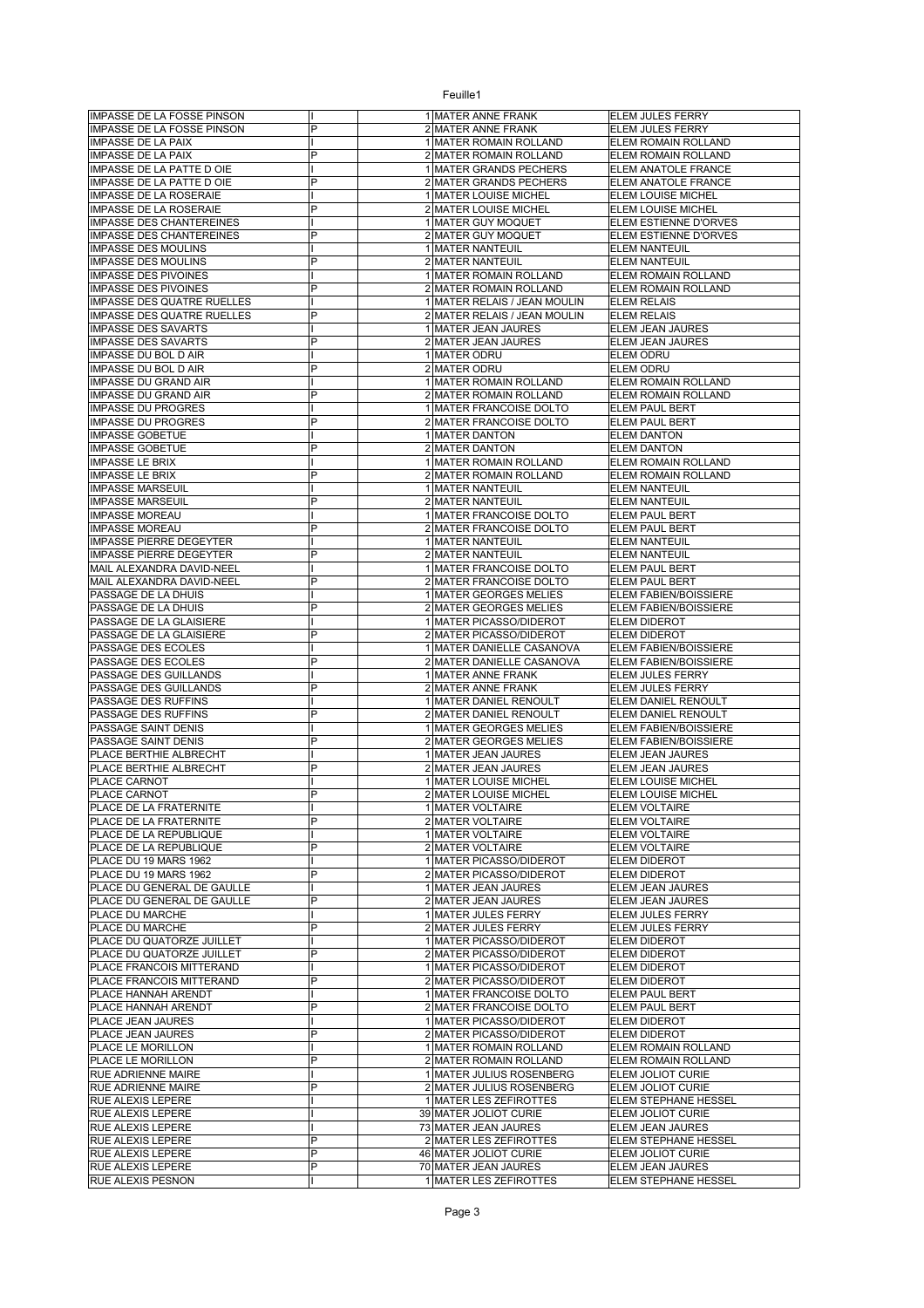| | | | | |
|---|---|---|---|---|
| IMPASSE DE LA FOSSE PINSON | I | 1 | MATER ANNE FRANK | ELEM JULES FERRY |
| IMPASSE DE LA FOSSE PINSON | P | 2 | MATER ANNE FRANK | ELEM JULES FERRY |
| IMPASSE DE LA PAIX | I | 1 | MATER ROMAIN ROLLAND | ELEM ROMAIN ROLLAND |
| IMPASSE DE LA PAIX | P | 2 | MATER ROMAIN ROLLAND | ELEM ROMAIN ROLLAND |
| IMPASSE DE LA PATTE D OIE | I | 1 | MATER GRANDS PECHERS | ELEM ANATOLE FRANCE |
| IMPASSE DE LA PATTE D OIE | P | 2 | MATER GRANDS PECHERS | ELEM ANATOLE FRANCE |
| IMPASSE DE LA ROSERAIE | I | 1 | MATER LOUISE MICHEL | ELEM LOUISE MICHEL |
| IMPASSE DE LA ROSERAIE | P | 2 | MATER LOUISE MICHEL | ELEM LOUISE MICHEL |
| IMPASSE DES CHANTEREINES | I | 1 | MATER GUY MOQUET | ELEM ESTIENNE D'ORVES |
| IMPASSE DES CHANTEREINES | P | 2 | MATER GUY MOQUET | ELEM ESTIENNE D'ORVES |
| IMPASSE DES MOULINS | I | 1 | MATER NANTEUIL | ELEM NANTEUIL |
| IMPASSE DES MOULINS | P | 2 | MATER NANTEUIL | ELEM NANTEUIL |
| IMPASSE DES PIVOINES | I | 1 | MATER ROMAIN ROLLAND | ELEM ROMAIN ROLLAND |
| IMPASSE DES PIVOINES | P | 2 | MATER ROMAIN ROLLAND | ELEM ROMAIN ROLLAND |
| IMPASSE DES QUATRE RUELLES | I | 1 | MATER RELAIS / JEAN MOULIN | ELEM RELAIS |
| IMPASSE DES QUATRE RUELLES | P | 2 | MATER RELAIS / JEAN MOULIN | ELEM RELAIS |
| IMPASSE DES SAVARTS | I | 1 | MATER JEAN JAURES | ELEM JEAN JAURES |
| IMPASSE DES SAVARTS | P | 2 | MATER JEAN JAURES | ELEM JEAN JAURES |
| IMPASSE DU BOL D AIR | I | 1 | MATER ODRU | ELEM ODRU |
| IMPASSE DU BOL D AIR | P | 2 | MATER ODRU | ELEM ODRU |
| IMPASSE DU GRAND AIR | I | 1 | MATER ROMAIN ROLLAND | ELEM ROMAIN ROLLAND |
| IMPASSE DU GRAND AIR | P | 2 | MATER ROMAIN ROLLAND | ELEM ROMAIN ROLLAND |
| IMPASSE DU PROGRES | I | 1 | MATER FRANCOISE DOLTO | ELEM PAUL BERT |
| IMPASSE DU PROGRES | P | 2 | MATER FRANCOISE DOLTO | ELEM PAUL BERT |
| IMPASSE GOBETUE | I | 1 | MATER DANTON | ELEM DANTON |
| IMPASSE GOBETUE | P | 2 | MATER DANTON | ELEM DANTON |
| IMPASSE LE BRIX | I | 1 | MATER ROMAIN ROLLAND | ELEM ROMAIN ROLLAND |
| IMPASSE LE BRIX | P | 2 | MATER ROMAIN ROLLAND | ELEM ROMAIN ROLLAND |
| IMPASSE MARSEUIL | I | 1 | MATER NANTEUIL | ELEM NANTEUIL |
| IMPASSE MARSEUIL | P | 2 | MATER NANTEUIL | ELEM NANTEUIL |
| IMPASSE MOREAU | I | 1 | MATER FRANCOISE DOLTO | ELEM PAUL BERT |
| IMPASSE MOREAU | P | 2 | MATER FRANCOISE DOLTO | ELEM PAUL BERT |
| IMPASSE PIERRE DEGEYTER | I | 1 | MATER NANTEUIL | ELEM NANTEUIL |
| IMPASSE PIERRE DEGEYTER | P | 2 | MATER NANTEUIL | ELEM NANTEUIL |
| MAIL ALEXANDRA DAVID-NEEL | I | 1 | MATER FRANCOISE DOLTO | ELEM PAUL BERT |
| MAIL ALEXANDRA DAVID-NEEL | P | 2 | MATER FRANCOISE DOLTO | ELEM PAUL BERT |
| PASSAGE DE LA DHUIS | I | 1 | MATER GEORGES MELIES | ELEM FABIEN/BOISSIERE |
| PASSAGE DE LA DHUIS | P | 2 | MATER GEORGES MELIES | ELEM FABIEN/BOISSIERE |
| PASSAGE DE LA GLAISIERE | I | 1 | MATER PICASSO/DIDEROT | ELEM DIDEROT |
| PASSAGE DE LA GLAISIERE | P | 2 | MATER PICASSO/DIDEROT | ELEM DIDEROT |
| PASSAGE DES ECOLES | I | 1 | MATER DANIELLE CASANOVA | ELEM FABIEN/BOISSIERE |
| PASSAGE DES ECOLES | P | 2 | MATER DANIELLE CASANOVA | ELEM FABIEN/BOISSIERE |
| PASSAGE DES GUILLANDS | I | 1 | MATER ANNE FRANK | ELEM JULES FERRY |
| PASSAGE DES GUILLANDS | P | 2 | MATER ANNE FRANK | ELEM JULES FERRY |
| PASSAGE DES RUFFINS | I | 1 | MATER DANIEL RENOULT | ELEM DANIEL RENOULT |
| PASSAGE DES RUFFINS | P | 2 | MATER DANIEL RENOULT | ELEM DANIEL RENOULT |
| PASSAGE SAINT DENIS | I | 1 | MATER GEORGES MELIES | ELEM FABIEN/BOISSIERE |
| PASSAGE SAINT DENIS | P | 2 | MATER GEORGES MELIES | ELEM FABIEN/BOISSIERE |
| PLACE BERTHIE ALBRECHT | I | 1 | MATER JEAN JAURES | ELEM JEAN JAURES |
| PLACE BERTHIE ALBRECHT | P | 2 | MATER JEAN JAURES | ELEM JEAN JAURES |
| PLACE CARNOT | I | 1 | MATER LOUISE MICHEL | ELEM LOUISE MICHEL |
| PLACE CARNOT | P | 2 | MATER LOUISE MICHEL | ELEM LOUISE MICHEL |
| PLACE DE LA FRATERNITE | I | 1 | MATER VOLTAIRE | ELEM VOLTAIRE |
| PLACE DE LA FRATERNITE | P | 2 | MATER VOLTAIRE | ELEM VOLTAIRE |
| PLACE DE LA REPUBLIQUE | I | 1 | MATER VOLTAIRE | ELEM VOLTAIRE |
| PLACE DE LA REPUBLIQUE | P | 2 | MATER VOLTAIRE | ELEM VOLTAIRE |
| PLACE DU 19 MARS 1962 | I | 1 | MATER PICASSO/DIDEROT | ELEM DIDEROT |
| PLACE DU 19 MARS 1962 | P | 2 | MATER PICASSO/DIDEROT | ELEM DIDEROT |
| PLACE DU GENERAL DE GAULLE | I | 1 | MATER JEAN JAURES | ELEM JEAN JAURES |
| PLACE DU GENERAL DE GAULLE | P | 2 | MATER JEAN JAURES | ELEM JEAN JAURES |
| PLACE DU MARCHE | I | 1 | MATER JULES FERRY | ELEM JULES FERRY |
| PLACE DU MARCHE | P | 2 | MATER JULES FERRY | ELEM JULES FERRY |
| PLACE DU QUATORZE JUILLET | I | 1 | MATER PICASSO/DIDEROT | ELEM DIDEROT |
| PLACE DU QUATORZE JUILLET | P | 2 | MATER PICASSO/DIDEROT | ELEM DIDEROT |
| PLACE FRANCOIS MITTERAND | I | 1 | MATER PICASSO/DIDEROT | ELEM DIDEROT |
| PLACE FRANCOIS MITTERAND | P | 2 | MATER PICASSO/DIDEROT | ELEM DIDEROT |
| PLACE HANNAH ARENDT | I | 1 | MATER FRANCOISE DOLTO | ELEM PAUL BERT |
| PLACE HANNAH ARENDT | P | 2 | MATER FRANCOISE DOLTO | ELEM PAUL BERT |
| PLACE JEAN JAURES | I | 1 | MATER PICASSO/DIDEROT | ELEM DIDEROT |
| PLACE JEAN JAURES | P | 2 | MATER PICASSO/DIDEROT | ELEM DIDEROT |
| PLACE LE MORILLON | I | 1 | MATER ROMAIN ROLLAND | ELEM ROMAIN ROLLAND |
| PLACE LE MORILLON | P | 2 | MATER ROMAIN ROLLAND | ELEM ROMAIN ROLLAND |
| RUE ADRIENNE MAIRE | I | 1 | MATER JULIUS ROSENBERG | ELEM JOLIOT CURIE |
| RUE ADRIENNE MAIRE | P | 2 | MATER JULIUS ROSENBERG | ELEM JOLIOT CURIE |
| RUE ALEXIS LEPERE | I | 1 | MATER LES ZEFIROTTES | ELEM STEPHANE HESSEL |
| RUE ALEXIS LEPERE | I | 39 | MATER JOLIOT CURIE | ELEM JOLIOT CURIE |
| RUE ALEXIS LEPERE | I | 73 | MATER JEAN JAURES | ELEM JEAN JAURES |
| RUE ALEXIS LEPERE | P | 2 | MATER LES ZEFIROTTES | ELEM STEPHANE HESSEL |
| RUE ALEXIS LEPERE | P | 46 | MATER JOLIOT CURIE | ELEM JOLIOT CURIE |
| RUE ALEXIS LEPERE | P | 70 | MATER JEAN JAURES | ELEM JEAN JAURES |
| RUE ALEXIS PESNON | I | 1 | MATER LES ZEFIROTTES | ELEM STEPHANE HESSEL |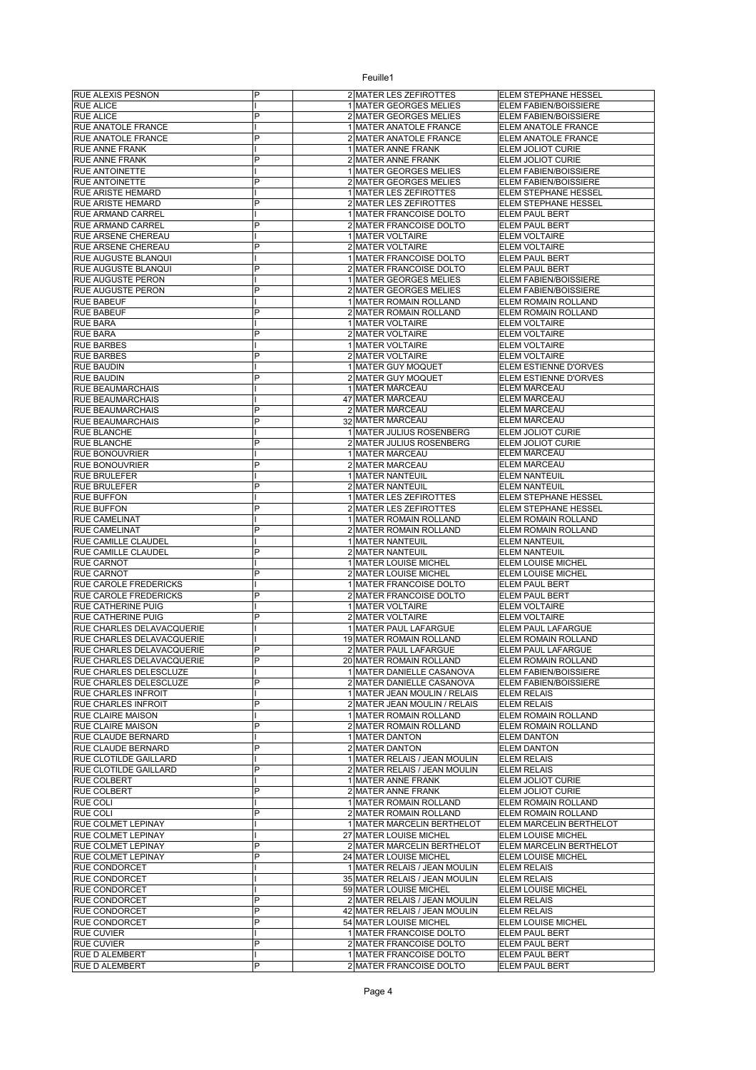Feuille1

| | | | | |
|---|---|---|---|---|
| RUE ALEXIS PESNON | P | 2 | MATER LES ZEFIROTTES | ELEM STEPHANE HESSEL |
| RUE ALICE | I | 1 | MATER GEORGES MELIES | ELEM FABIEN/BOISSIERE |
| RUE ALICE | P | 2 | MATER GEORGES MELIES | ELEM FABIEN/BOISSIERE |
| RUE ANATOLE FRANCE | I | 1 | MATER ANATOLE FRANCE | ELEM ANATOLE FRANCE |
| RUE ANATOLE FRANCE | P | 2 | MATER ANATOLE FRANCE | ELEM ANATOLE FRANCE |
| RUE ANNE FRANK | I | 1 | MATER ANNE FRANK | ELEM JOLIOT CURIE |
| RUE ANNE FRANK | P | 2 | MATER ANNE FRANK | ELEM JOLIOT CURIE |
| RUE ANTOINETTE | I | 1 | MATER GEORGES MELIES | ELEM FABIEN/BOISSIERE |
| RUE ANTOINETTE | P | 2 | MATER GEORGES MELIES | ELEM FABIEN/BOISSIERE |
| RUE ARISTE HEMARD | I | 1 | MATER LES ZEFIROTTES | ELEM STEPHANE HESSEL |
| RUE ARISTE HEMARD | P | 2 | MATER LES ZEFIROTTES | ELEM STEPHANE HESSEL |
| RUE ARMAND CARREL | I | 1 | MATER FRANCOISE DOLTO | ELEM PAUL BERT |
| RUE ARMAND CARREL | P | 2 | MATER FRANCOISE DOLTO | ELEM PAUL BERT |
| RUE ARSENE CHEREAU | I | 1 | MATER VOLTAIRE | ELEM VOLTAIRE |
| RUE ARSENE CHEREAU | P | 2 | MATER VOLTAIRE | ELEM VOLTAIRE |
| RUE AUGUSTE BLANQUI | I | 1 | MATER FRANCOISE DOLTO | ELEM PAUL BERT |
| RUE AUGUSTE BLANQUI | P | 2 | MATER FRANCOISE DOLTO | ELEM PAUL BERT |
| RUE AUGUSTE PERON | I | 1 | MATER GEORGES MELIES | ELEM FABIEN/BOISSIERE |
| RUE AUGUSTE PERON | P | 2 | MATER GEORGES MELIES | ELEM FABIEN/BOISSIERE |
| RUE BABEUF | I | 1 | MATER ROMAIN ROLLAND | ELEM ROMAIN ROLLAND |
| RUE BABEUF | P | 2 | MATER ROMAIN ROLLAND | ELEM ROMAIN ROLLAND |
| RUE BARA | I | 1 | MATER VOLTAIRE | ELEM VOLTAIRE |
| RUE BARA | P | 2 | MATER VOLTAIRE | ELEM VOLTAIRE |
| RUE BARBES | I | 1 | MATER VOLTAIRE | ELEM VOLTAIRE |
| RUE BARBES | P | 2 | MATER VOLTAIRE | ELEM VOLTAIRE |
| RUE BAUDIN | I | 1 | MATER GUY MOQUET | ELEM ESTIENNE D'ORVES |
| RUE BAUDIN | P | 2 | MATER GUY MOQUET | ELEM ESTIENNE D'ORVES |
| RUE BEAUMARCHAIS | I | 1 | MATER MARCEAU | ELEM MARCEAU |
| RUE BEAUMARCHAIS | I | 47 | MATER MARCEAU | ELEM MARCEAU |
| RUE BEAUMARCHAIS | P | 2 | MATER MARCEAU | ELEM MARCEAU |
| RUE BEAUMARCHAIS | P | 32 | MATER MARCEAU | ELEM MARCEAU |
| RUE BLANCHE | I | 1 | MATER JULIUS ROSENBERG | ELEM JOLIOT CURIE |
| RUE BLANCHE | P | 2 | MATER JULIUS ROSENBERG | ELEM JOLIOT CURIE |
| RUE BONOUVRIER | I | 1 | MATER MARCEAU | ELEM MARCEAU |
| RUE BONOUVRIER | P | 2 | MATER MARCEAU | ELEM MARCEAU |
| RUE BRULEFER | I | 1 | MATER NANTEUIL | ELEM NANTEUIL |
| RUE BRULEFER | P | 2 | MATER NANTEUIL | ELEM NANTEUIL |
| RUE BUFFON | I | 1 | MATER LES ZEFIROTTES | ELEM STEPHANE HESSEL |
| RUE BUFFON | P | 2 | MATER LES ZEFIROTTES | ELEM STEPHANE HESSEL |
| RUE CAMELINAT | I | 1 | MATER ROMAIN ROLLAND | ELEM ROMAIN ROLLAND |
| RUE CAMELINAT | P | 2 | MATER ROMAIN ROLLAND | ELEM ROMAIN ROLLAND |
| RUE CAMILLE CLAUDEL | I | 1 | MATER NANTEUIL | ELEM NANTEUIL |
| RUE CAMILLE CLAUDEL | P | 2 | MATER NANTEUIL | ELEM NANTEUIL |
| RUE CARNOT | I | 1 | MATER LOUISE MICHEL | ELEM LOUISE MICHEL |
| RUE CARNOT | P | 2 | MATER LOUISE MICHEL | ELEM LOUISE MICHEL |
| RUE CAROLE FREDERICKS | I | 1 | MATER FRANCOISE DOLTO | ELEM PAUL BERT |
| RUE CAROLE FREDERICKS | P | 2 | MATER FRANCOISE DOLTO | ELEM PAUL BERT |
| RUE CATHERINE PUIG | I | 1 | MATER VOLTAIRE | ELEM VOLTAIRE |
| RUE CATHERINE PUIG | P | 2 | MATER VOLTAIRE | ELEM VOLTAIRE |
| RUE CHARLES DELAVACQUERIE | I | 1 | MATER PAUL LAFARGUE | ELEM PAUL LAFARGUE |
| RUE CHARLES DELAVACQUERIE | I | 19 | MATER ROMAIN ROLLAND | ELEM ROMAIN ROLLAND |
| RUE CHARLES DELAVACQUERIE | P | 2 | MATER PAUL LAFARGUE | ELEM PAUL LAFARGUE |
| RUE CHARLES DELAVACQUERIE | P | 20 | MATER ROMAIN ROLLAND | ELEM ROMAIN ROLLAND |
| RUE CHARLES DELESCLUZE | I | 1 | MATER DANIELLE CASANOVA | ELEM FABIEN/BOISSIERE |
| RUE CHARLES DELESCLUZE | P | 2 | MATER DANIELLE CASANOVA | ELEM FABIEN/BOISSIERE |
| RUE CHARLES INFROIT | I | 1 | MATER JEAN MOULIN / RELAIS | ELEM RELAIS |
| RUE CHARLES INFROIT | P | 2 | MATER JEAN MOULIN / RELAIS | ELEM RELAIS |
| RUE CLAIRE MAISON | I | 1 | MATER ROMAIN ROLLAND | ELEM ROMAIN ROLLAND |
| RUE CLAIRE MAISON | P | 2 | MATER ROMAIN ROLLAND | ELEM ROMAIN ROLLAND |
| RUE CLAUDE BERNARD | I | 1 | MATER DANTON | ELEM DANTON |
| RUE CLAUDE BERNARD | P | 2 | MATER DANTON | ELEM DANTON |
| RUE CLOTILDE GAILLARD | I | 1 | MATER RELAIS / JEAN MOULIN | ELEM RELAIS |
| RUE CLOTILDE GAILLARD | P | 2 | MATER RELAIS / JEAN MOULIN | ELEM RELAIS |
| RUE COLBERT | I | 1 | MATER ANNE FRANK | ELEM JOLIOT CURIE |
| RUE COLBERT | P | 2 | MATER ANNE FRANK | ELEM JOLIOT CURIE |
| RUE COLI | I | 1 | MATER ROMAIN ROLLAND | ELEM ROMAIN ROLLAND |
| RUE COLI | P | 2 | MATER ROMAIN ROLLAND | ELEM ROMAIN ROLLAND |
| RUE COLMET LEPINAY | I | 1 | MATER MARCELIN BERTHELOT | ELEM MARCELIN BERTHELOT |
| RUE COLMET LEPINAY | I | 27 | MATER LOUISE MICHEL | ELEM LOUISE MICHEL |
| RUE COLMET LEPINAY | P | 2 | MATER MARCELIN BERTHELOT | ELEM MARCELIN BERTHELOT |
| RUE COLMET LEPINAY | P | 24 | MATER LOUISE MICHEL | ELEM LOUISE MICHEL |
| RUE CONDORCET | I | 1 | MATER RELAIS / JEAN MOULIN | ELEM RELAIS |
| RUE CONDORCET | I | 35 | MATER RELAIS / JEAN MOULIN | ELEM RELAIS |
| RUE CONDORCET | I | 59 | MATER LOUISE MICHEL | ELEM LOUISE MICHEL |
| RUE CONDORCET | P | 2 | MATER RELAIS / JEAN MOULIN | ELEM RELAIS |
| RUE CONDORCET | P | 42 | MATER RELAIS / JEAN MOULIN | ELEM RELAIS |
| RUE CONDORCET | P | 54 | MATER LOUISE MICHEL | ELEM LOUISE MICHEL |
| RUE CUVIER | I | 1 | MATER FRANCOISE DOLTO | ELEM PAUL BERT |
| RUE CUVIER | P | 2 | MATER FRANCOISE DOLTO | ELEM PAUL BERT |
| RUE D ALEMBERT | I | 1 | MATER FRANCOISE DOLTO | ELEM PAUL BERT |
| RUE D ALEMBERT | P | 2 | MATER FRANCOISE DOLTO | ELEM PAUL BERT |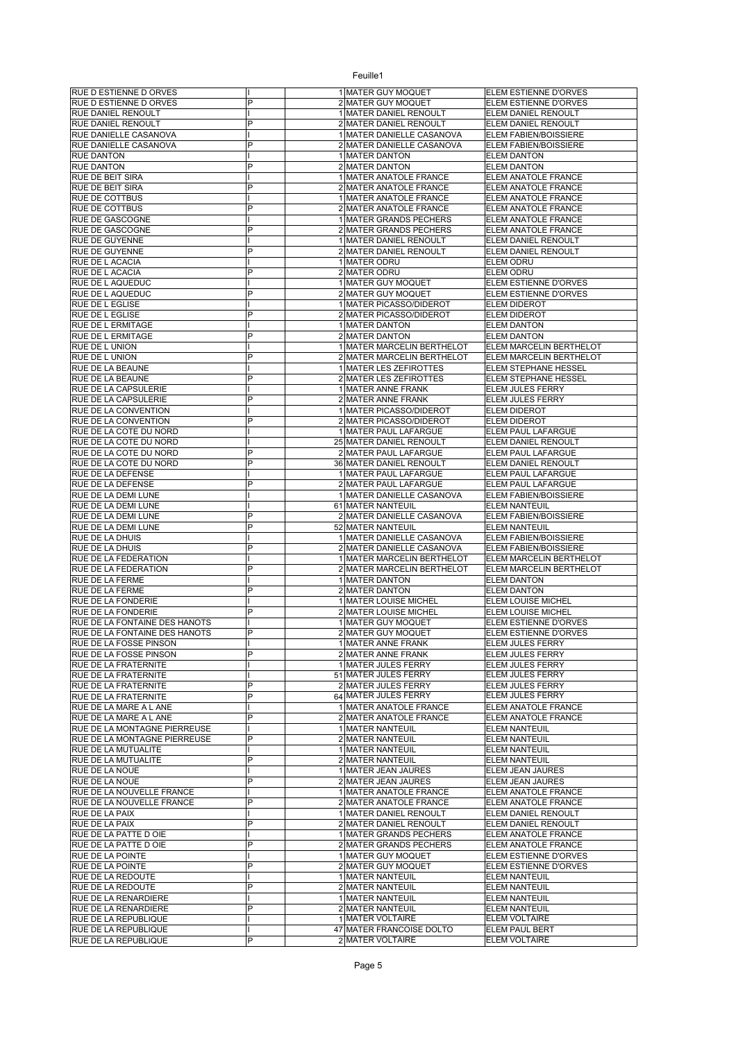Feuille1

| | | | | |
|---|---|---|---|---|
| RUE D ESTIENNE D ORVES | I | 1 | MATER GUY MOQUET | ELEM ESTIENNE D'ORVES |
| RUE D ESTIENNE D ORVES | P | 2 | MATER GUY MOQUET | ELEM ESTIENNE D'ORVES |
| RUE DANIEL RENOULT | I | 1 | MATER DANIEL RENOULT | ELEM DANIEL RENOULT |
| RUE DANIEL RENOULT | P | 2 | MATER DANIEL RENOULT | ELEM DANIEL RENOULT |
| RUE DANIELLE CASANOVA | I | 1 | MATER DANIELLE CASANOVA | ELEM FABIEN/BOISSIERE |
| RUE DANIELLE CASANOVA | P | 2 | MATER DANIELLE CASANOVA | ELEM FABIEN/BOISSIERE |
| RUE DANTON | I | 1 | MATER DANTON | ELEM DANTON |
| RUE DANTON | P | 2 | MATER DANTON | ELEM DANTON |
| RUE DE BEIT SIRA | I | 1 | MATER ANATOLE FRANCE | ELEM ANATOLE FRANCE |
| RUE DE BEIT SIRA | P | 2 | MATER ANATOLE FRANCE | ELEM ANATOLE FRANCE |
| RUE DE COTTBUS | I | 1 | MATER ANATOLE FRANCE | ELEM ANATOLE FRANCE |
| RUE DE COTTBUS | P | 2 | MATER ANATOLE FRANCE | ELEM ANATOLE FRANCE |
| RUE DE GASCOGNE | I | 1 | MATER GRANDS PECHERS | ELEM ANATOLE FRANCE |
| RUE DE GASCOGNE | P | 2 | MATER GRANDS PECHERS | ELEM ANATOLE FRANCE |
| RUE DE GUYENNE | I | 1 | MATER DANIEL RENOULT | ELEM DANIEL RENOULT |
| RUE DE GUYENNE | P | 2 | MATER DANIEL RENOULT | ELEM DANIEL RENOULT |
| RUE DE L ACACIA | I | 1 | MATER ODRU | ELEM ODRU |
| RUE DE L ACACIA | P | 2 | MATER ODRU | ELEM ODRU |
| RUE DE L AQUEDUC | I | 1 | MATER GUY MOQUET | ELEM ESTIENNE D'ORVES |
| RUE DE L AQUEDUC | P | 2 | MATER GUY MOQUET | ELEM ESTIENNE D'ORVES |
| RUE DE L EGLISE | I | 1 | MATER PICASSO/DIDEROT | ELEM DIDEROT |
| RUE DE L EGLISE | P | 2 | MATER PICASSO/DIDEROT | ELEM DIDEROT |
| RUE DE L ERMITAGE | I | 1 | MATER DANTON | ELEM DANTON |
| RUE DE L ERMITAGE | P | 2 | MATER DANTON | ELEM DANTON |
| RUE DE L UNION | I | 1 | MATER MARCELIN BERTHELOT | ELEM MARCELIN BERTHELOT |
| RUE DE L UNION | P | 2 | MATER MARCELIN BERTHELOT | ELEM MARCELIN BERTHELOT |
| RUE DE LA BEAUNE | I | 1 | MATER LES ZEFIROTTES | ELEM STEPHANE HESSEL |
| RUE DE LA BEAUNE | P | 2 | MATER LES ZEFIROTTES | ELEM STEPHANE HESSEL |
| RUE DE LA CAPSULERIE | I | 1 | MATER ANNE FRANK | ELEM JULES FERRY |
| RUE DE LA CAPSULERIE | P | 2 | MATER ANNE FRANK | ELEM JULES FERRY |
| RUE DE LA CONVENTION | I | 1 | MATER PICASSO/DIDEROT | ELEM DIDEROT |
| RUE DE LA CONVENTION | P | 2 | MATER PICASSO/DIDEROT | ELEM DIDEROT |
| RUE DE LA COTE DU NORD | I | 1 | MATER PAUL LAFARGUE | ELEM PAUL LAFARGUE |
| RUE DE LA COTE DU NORD | I | 25 | MATER DANIEL RENOULT | ELEM DANIEL RENOULT |
| RUE DE LA COTE DU NORD | P | 2 | MATER PAUL LAFARGUE | ELEM PAUL LAFARGUE |
| RUE DE LA COTE DU NORD | P | 36 | MATER DANIEL RENOULT | ELEM DANIEL RENOULT |
| RUE DE LA DEFENSE | I | 1 | MATER PAUL LAFARGUE | ELEM PAUL LAFARGUE |
| RUE DE LA DEFENSE | P | 2 | MATER PAUL LAFARGUE | ELEM PAUL LAFARGUE |
| RUE DE LA DEMI LUNE | I | 1 | MATER DANIELLE CASANOVA | ELEM FABIEN/BOISSIERE |
| RUE DE LA DEMI LUNE | I | 61 | MATER NANTEUIL | ELEM NANTEUIL |
| RUE DE LA DEMI LUNE | P | 2 | MATER DANIELLE CASANOVA | ELEM FABIEN/BOISSIERE |
| RUE DE LA DEMI LUNE | P | 52 | MATER NANTEUIL | ELEM NANTEUIL |
| RUE DE LA DHUIS | I | 1 | MATER DANIELLE CASANOVA | ELEM FABIEN/BOISSIERE |
| RUE DE LA DHUIS | P | 2 | MATER DANIELLE CASANOVA | ELEM FABIEN/BOISSIERE |
| RUE DE LA FEDERATION | I | 1 | MATER MARCELIN BERTHELOT | ELEM MARCELIN BERTHELOT |
| RUE DE LA FEDERATION | P | 2 | MATER MARCELIN BERTHELOT | ELEM MARCELIN BERTHELOT |
| RUE DE LA FERME | I | 1 | MATER DANTON | ELEM DANTON |
| RUE DE LA FERME | P | 2 | MATER DANTON | ELEM DANTON |
| RUE DE LA FONDERIE | I | 1 | MATER LOUISE MICHEL | ELEM LOUISE MICHEL |
| RUE DE LA FONDERIE | P | 2 | MATER LOUISE MICHEL | ELEM LOUISE MICHEL |
| RUE DE LA FONTAINE DES HANOTS | I | 1 | MATER GUY MOQUET | ELEM ESTIENNE D'ORVES |
| RUE DE LA FONTAINE DES HANOTS | P | 2 | MATER GUY MOQUET | ELEM ESTIENNE D'ORVES |
| RUE DE LA FOSSE PINSON | I | 1 | MATER ANNE FRANK | ELEM JULES FERRY |
| RUE DE LA FOSSE PINSON | P | 2 | MATER ANNE FRANK | ELEM JULES FERRY |
| RUE DE LA FRATERNITE | I | 1 | MATER JULES FERRY | ELEM JULES FERRY |
| RUE DE LA FRATERNITE | I | 51 | MATER JULES FERRY | ELEM JULES FERRY |
| RUE DE LA FRATERNITE | P | 2 | MATER JULES FERRY | ELEM JULES FERRY |
| RUE DE LA FRATERNITE | P | 64 | MATER JULES FERRY | ELEM JULES FERRY |
| RUE DE LA MARE A L ANE | I | 1 | MATER ANATOLE FRANCE | ELEM ANATOLE FRANCE |
| RUE DE LA MARE A L ANE | P | 2 | MATER ANATOLE FRANCE | ELEM ANATOLE FRANCE |
| RUE DE LA MONTAGNE PIERREUSE | I | 1 | MATER NANTEUIL | ELEM NANTEUIL |
| RUE DE LA MONTAGNE PIERREUSE | P | 2 | MATER NANTEUIL | ELEM NANTEUIL |
| RUE DE LA MUTUALITE | I | 1 | MATER NANTEUIL | ELEM NANTEUIL |
| RUE DE LA MUTUALITE | P | 2 | MATER NANTEUIL | ELEM NANTEUIL |
| RUE DE LA NOUE | I | 1 | MATER JEAN JAURES | ELEM JEAN JAURES |
| RUE DE LA NOUE | P | 2 | MATER JEAN JAURES | ELEM JEAN JAURES |
| RUE DE LA NOUVELLE FRANCE | I | 1 | MATER ANATOLE FRANCE | ELEM ANATOLE FRANCE |
| RUE DE LA NOUVELLE FRANCE | P | 2 | MATER ANATOLE FRANCE | ELEM ANATOLE FRANCE |
| RUE DE LA PAIX | I | 1 | MATER DANIEL RENOULT | ELEM DANIEL RENOULT |
| RUE DE LA PAIX | P | 2 | MATER DANIEL RENOULT | ELEM DANIEL RENOULT |
| RUE DE LA PATTE D OIE | I | 1 | MATER GRANDS PECHERS | ELEM ANATOLE FRANCE |
| RUE DE LA PATTE D OIE | P | 2 | MATER GRANDS PECHERS | ELEM ANATOLE FRANCE |
| RUE DE LA POINTE | I | 1 | MATER GUY MOQUET | ELEM ESTIENNE D'ORVES |
| RUE DE LA POINTE | P | 2 | MATER GUY MOQUET | ELEM ESTIENNE D'ORVES |
| RUE DE LA REDOUTE | I | 1 | MATER NANTEUIL | ELEM NANTEUIL |
| RUE DE LA REDOUTE | P | 2 | MATER NANTEUIL | ELEM NANTEUIL |
| RUE DE LA RENARDIERE | I | 1 | MATER NANTEUIL | ELEM NANTEUIL |
| RUE DE LA RENARDIERE | P | 2 | MATER NANTEUIL | ELEM NANTEUIL |
| RUE DE LA REPUBLIQUE | I | 1 | MATER VOLTAIRE | ELEM VOLTAIRE |
| RUE DE LA REPUBLIQUE | I | 47 | MATER FRANCOISE DOLTO | ELEM PAUL BERT |
| RUE DE LA REPUBLIQUE | P | 2 | MATER VOLTAIRE | ELEM VOLTAIRE |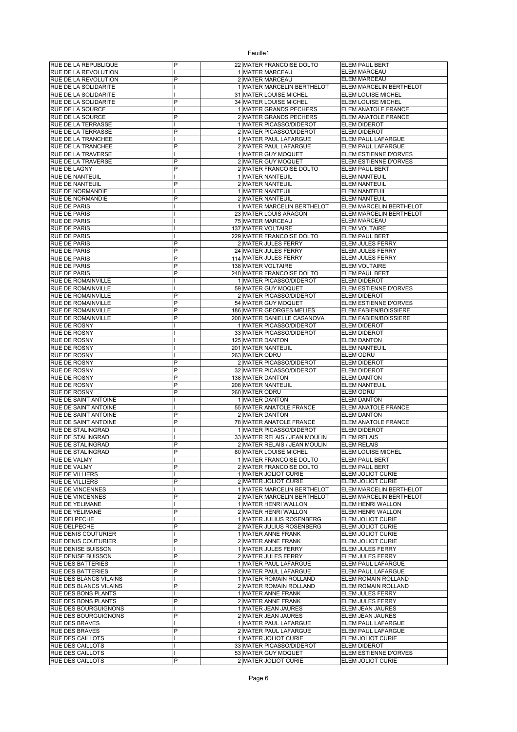| | | | | |
|---|---|---|---|---|
| RUE DE LA REPUBLIQUE | P | 22 | MATER FRANCOISE DOLTO | ELEM PAUL BERT |
| RUE DE LA REVOLUTION | I | 1 | MATER MARCEAU | ELEM MARCEAU |
| RUE DE LA REVOLUTION | P | 2 | MATER MARCEAU | ELEM MARCEAU |
| RUE DE LA SOLIDARITE | I | 1 | MATER MARCELIN BERTHELOT | ELEM MARCELIN BERTHELOT |
| RUE DE LA SOLIDARITE | I | 31 | MATER LOUISE MICHEL | ELEM LOUISE MICHEL |
| RUE DE LA SOLIDARITE | P | 34 | MATER LOUISE MICHEL | ELEM LOUISE MICHEL |
| RUE DE LA SOURCE | I | 1 | MATER GRANDS PECHERS | ELEM ANATOLE FRANCE |
| RUE DE LA SOURCE | P | 2 | MATER GRANDS PECHERS | ELEM ANATOLE FRANCE |
| RUE DE LA TERRASSE | I | 1 | MATER PICASSO/DIDEROT | ELEM DIDEROT |
| RUE DE LA TERRASSE | P | 2 | MATER PICASSO/DIDEROT | ELEM DIDEROT |
| RUE DE LA TRANCHEE | I | 1 | MATER PAUL LAFARGUE | ELEM PAUL LAFARGUE |
| RUE DE LA TRANCHEE | P | 2 | MATER PAUL LAFARGUE | ELEM PAUL LAFARGUE |
| RUE DE LA TRAVERSE | I | 1 | MATER GUY MOQUET | ELEM ESTIENNE D'ORVES |
| RUE DE LA TRAVERSE | P | 2 | MATER GUY MOQUET | ELEM ESTIENNE D'ORVES |
| RUE DE LAGNY | P | 2 | MATER FRANCOISE DOLTO | ELEM PAUL BERT |
| RUE DE NANTEUIL | I | 1 | MATER NANTEUIL | ELEM NANTEUIL |
| RUE DE NANTEUIL | P | 2 | MATER NANTEUIL | ELEM NANTEUIL |
| RUE DE NORMANDIE | I | 1 | MATER NANTEUIL | ELEM NANTEUIL |
| RUE DE NORMANDIE | P | 2 | MATER NANTEUIL | ELEM NANTEUIL |
| RUE DE PARIS | I | 1 | MATER MARCELIN BERTHELOT | ELEM MARCELIN BERTHELOT |
| RUE DE PARIS | I | 23 | MATER LOUIS ARAGON | ELEM MARCELIN BERTHELOT |
| RUE DE PARIS | I | 75 | MATER MARCEAU | ELEM MARCEAU |
| RUE DE PARIS | I | 137 | MATER VOLTAIRE | ELEM VOLTAIRE |
| RUE DE PARIS | I | 229 | MATER FRANCOISE DOLTO | ELEM PAUL BERT |
| RUE DE PARIS | P | 2 | MATER JULES FERRY | ELEM JULES FERRY |
| RUE DE PARIS | P | 24 | MATER JULES FERRY | ELEM JULES FERRY |
| RUE DE PARIS | P | 114 | MATER JULES FERRY | ELEM JULES FERRY |
| RUE DE PARIS | P | 138 | MATER VOLTAIRE | ELEM VOLTAIRE |
| RUE DE PARIS | P | 240 | MATER FRANCOISE DOLTO | ELEM PAUL BERT |
| RUE DE ROMAINVILLE | I | 1 | MATER PICASSO/DIDEROT | ELEM DIDEROT |
| RUE DE ROMAINVILLE | I | 59 | MATER GUY MOQUET | ELEM ESTIENNE D'ORVES |
| RUE DE ROMAINVILLE | P | 2 | MATER PICASSO/DIDEROT | ELEM DIDEROT |
| RUE DE ROMAINVILLE | P | 54 | MATER GUY MOQUET | ELEM ESTIENNE D'ORVES |
| RUE DE ROMAINVILLE | P | 186 | MATER GEORGES MELIES | ELEM FABIEN/BOISSIERE |
| RUE DE ROMAINVILLE | P | 208 | MATER DANIELLE CASANOVA | ELEM FABIEN/BOISSIERE |
| RUE DE ROSNY | I | 1 | MATER PICASSO/DIDEROT | ELEM DIDEROT |
| RUE DE ROSNY | I | 33 | MATER PICASSO/DIDEROT | ELEM DIDEROT |
| RUE DE ROSNY | I | 125 | MATER DANTON | ELEM DANTON |
| RUE DE ROSNY | I | 201 | MATER NANTEUIL | ELEM NANTEUIL |
| RUE DE ROSNY | I | 263 | MATER ODRU | ELEM ODRU |
| RUE DE ROSNY | P | 2 | MATER PICASSO/DIDEROT | ELEM DIDEROT |
| RUE DE ROSNY | P | 32 | MATER PICASSO/DIDEROT | ELEM DIDEROT |
| RUE DE ROSNY | P | 138 | MATER DANTON | ELEM DANTON |
| RUE DE ROSNY | P | 208 | MATER NANTEUIL | ELEM NANTEUIL |
| RUE DE ROSNY | P | 260 | MATER ODRU | ELEM ODRU |
| RUE DE SAINT ANTOINE | I | 1 | MATER DANTON | ELEM DANTON |
| RUE DE SAINT ANTOINE | I | 55 | MATER ANATOLE FRANCE | ELEM ANATOLE FRANCE |
| RUE DE SAINT ANTOINE | P | 2 | MATER DANTON | ELEM DANTON |
| RUE DE SAINT ANTOINE | P | 78 | MATER ANATOLE FRANCE | ELEM ANATOLE FRANCE |
| RUE DE STALINGRAD | I | 1 | MATER PICASSO/DIDEROT | ELEM DIDEROT |
| RUE DE STALINGRAD | I | 33 | MATER RELAIS / JEAN MOULIN | ELEM RELAIS |
| RUE DE STALINGRAD | P | 2 | MATER RELAIS / JEAN MOULIN | ELEM RELAIS |
| RUE DE STALINGRAD | P | 80 | MATER LOUISE MICHEL | ELEM LOUISE MICHEL |
| RUE DE VALMY | I | 1 | MATER FRANCOISE DOLTO | ELEM PAUL BERT |
| RUE DE VALMY | P | 2 | MATER FRANCOISE DOLTO | ELEM PAUL BERT |
| RUE DE VILLIERS | I | 1 | MATER JOLIOT CURIE | ELEM JOLIOT CURIE |
| RUE DE VILLIERS | P | 2 | MATER JOLIOT CURIE | ELEM JOLIOT CURIE |
| RUE DE VINCENNES | I | 1 | MATER MARCELIN BERTHELOT | ELEM MARCELIN BERTHELOT |
| RUE DE VINCENNES | P | 2 | MATER MARCELIN BERTHELOT | ELEM MARCELIN BERTHELOT |
| RUE DE YELIMANE | I | 1 | MATER HENRI WALLON | ELEM HENRI WALLON |
| RUE DE YELIMANE | P | 2 | MATER HENRI WALLON | ELEM HENRI WALLON |
| RUE DELPECHE | I | 1 | MATER JULIUS ROSENBERG | ELEM JOLIOT CURIE |
| RUE DELPECHE | P | 2 | MATER JULIUS ROSENBERG | ELEM JOLIOT CURIE |
| RUE DENIS COUTURIER | I | 1 | MATER ANNE FRANK | ELEM JOLIOT CURIE |
| RUE DENIS COUTURIER | P | 2 | MATER ANNE FRANK | ELEM JOLIOT CURIE |
| RUE DENISE BUISSON | I | 1 | MATER JULES FERRY | ELEM JULES FERRY |
| RUE DENISE BUISSON | P | 2 | MATER JULES FERRY | ELEM JULES FERRY |
| RUE DES BATTERIES | I | 1 | MATER PAUL LAFARGUE | ELEM PAUL LAFARGUE |
| RUE DES BATTERIES | P | 2 | MATER PAUL LAFARGUE | ELEM PAUL LAFARGUE |
| RUE DES BLANCS VILAINS | I | 1 | MATER ROMAIN ROLLAND | ELEM ROMAIN ROLLAND |
| RUE DES BLANCS VILAINS | P | 2 | MATER ROMAIN ROLLAND | ELEM ROMAIN ROLLAND |
| RUE DES BONS PLANTS | I | 1 | MATER ANNE FRANK | ELEM JULES FERRY |
| RUE DES BONS PLANTS | P | 2 | MATER ANNE FRANK | ELEM JULES FERRY |
| RUE DES BOURGUIGNONS | I | 1 | MATER JEAN JAURES | ELEM JEAN JAURES |
| RUE DES BOURGUIGNONS | P | 2 | MATER JEAN JAURES | ELEM JEAN JAURES |
| RUE DES BRAVES | I | 1 | MATER PAUL LAFARGUE | ELEM PAUL LAFARGUE |
| RUE DES BRAVES | P | 2 | MATER PAUL LAFARGUE | ELEM PAUL LAFARGUE |
| RUE DES CAILLOTS | I | 1 | MATER JOLIOT CURIE | ELEM JOLIOT CURIE |
| RUE DES CAILLOTS | I | 33 | MATER PICASSO/DIDEROT | ELEM DIDEROT |
| RUE DES CAILLOTS | I | 53 | MATER GUY MOQUET | ELEM ESTIENNE D'ORVES |
| RUE DES CAILLOTS | P | 2 | MATER JOLIOT CURIE | ELEM JOLIOT CURIE |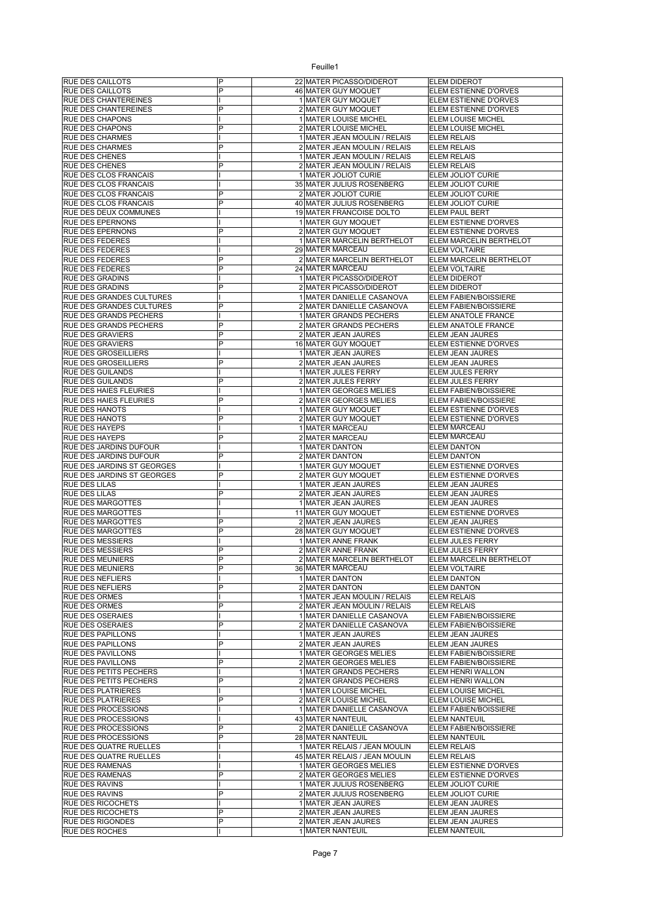| | | | | |
|---|---|---|---|---|
| RUE DES CAILLOTS | P | 22 | MATER PICASSO/DIDEROT | ELEM DIDEROT |
| RUE DES CAILLOTS | P | 46 | MATER GUY MOQUET | ELEM ESTIENNE D'ORVES |
| RUE DES CHANTEREINES | I | 1 | MATER GUY MOQUET | ELEM ESTIENNE D'ORVES |
| RUE DES CHANTEREINES | P | 2 | MATER GUY MOQUET | ELEM ESTIENNE D'ORVES |
| RUE DES CHAPONS | I | 1 | MATER LOUISE MICHEL | ELEM LOUISE MICHEL |
| RUE DES CHAPONS | P | 2 | MATER LOUISE MICHEL | ELEM LOUISE MICHEL |
| RUE DES CHARMES | I | 1 | MATER JEAN MOULIN / RELAIS | ELEM RELAIS |
| RUE DES CHARMES | P | 2 | MATER JEAN MOULIN / RELAIS | ELEM RELAIS |
| RUE DES CHENES | I | 1 | MATER JEAN MOULIN / RELAIS | ELEM RELAIS |
| RUE DES CHENES | P | 2 | MATER JEAN MOULIN / RELAIS | ELEM RELAIS |
| RUE DES CLOS FRANCAIS | I | 1 | MATER JOLIOT CURIE | ELEM JOLIOT CURIE |
| RUE DES CLOS FRANCAIS | I | 35 | MATER JULIUS ROSENBERG | ELEM JOLIOT CURIE |
| RUE DES CLOS FRANCAIS | P | 2 | MATER JOLIOT CURIE | ELEM JOLIOT CURIE |
| RUE DES CLOS FRANCAIS | P | 40 | MATER JULIUS ROSENBERG | ELEM JOLIOT CURIE |
| RUE DES DEUX COMMUNES | I | 19 | MATER FRANCOISE DOLTO | ELEM PAUL BERT |
| RUE DES EPERNONS | I | 1 | MATER GUY MOQUET | ELEM ESTIENNE D'ORVES |
| RUE DES EPERNONS | P | 2 | MATER GUY MOQUET | ELEM ESTIENNE D'ORVES |
| RUE DES FEDERES | I | 1 | MATER MARCELIN BERTHELOT | ELEM MARCELIN BERTHELOT |
| RUE DES FEDERES | I | 29 | MATER MARCEAU | ELEM VOLTAIRE |
| RUE DES FEDERES | P | 2 | MATER MARCELIN BERTHELOT | ELEM MARCELIN BERTHELOT |
| RUE DES FEDERES | P | 24 | MATER MARCEAU | ELEM VOLTAIRE |
| RUE DES GRADINS | I | 1 | MATER PICASSO/DIDEROT | ELEM DIDEROT |
| RUE DES GRADINS | P | 2 | MATER PICASSO/DIDEROT | ELEM DIDEROT |
| RUE DES GRANDES CULTURES | I | 1 | MATER DANIELLE CASANOVA | ELEM FABIEN/BOISSIERE |
| RUE DES GRANDES CULTURES | P | 2 | MATER DANIELLE CASANOVA | ELEM FABIEN/BOISSIERE |
| RUE DES GRANDS PECHERS | I | 1 | MATER GRANDS PECHERS | ELEM ANATOLE FRANCE |
| RUE DES GRANDS PECHERS | P | 2 | MATER GRANDS PECHERS | ELEM ANATOLE FRANCE |
| RUE DES GRAVIERS | P | 2 | MATER JEAN JAURES | ELEM JEAN JAURES |
| RUE DES GRAVIERS | P | 16 | MATER GUY MOQUET | ELEM ESTIENNE D'ORVES |
| RUE DES GROSEILLIERS | I | 1 | MATER JEAN JAURES | ELEM JEAN JAURES |
| RUE DES GROSEILLIERS | P | 2 | MATER JEAN JAURES | ELEM JEAN JAURES |
| RUE DES GUILANDS | I | 1 | MATER JULES FERRY | ELEM JULES FERRY |
| RUE DES GUILANDS | P | 2 | MATER JULES FERRY | ELEM JULES FERRY |
| RUE DES HAIES FLEURIES | I | 1 | MATER GEORGES MELIES | ELEM FABIEN/BOISSIERE |
| RUE DES HAIES FLEURIES | P | 2 | MATER GEORGES MELIES | ELEM FABIEN/BOISSIERE |
| RUE DES HANOTS | I | 1 | MATER GUY MOQUET | ELEM ESTIENNE D'ORVES |
| RUE DES HANOTS | P | 2 | MATER GUY MOQUET | ELEM ESTIENNE D'ORVES |
| RUE DES HAYEPS | I | 1 | MATER MARCEAU | ELEM MARCEAU |
| RUE DES HAYEPS | P | 2 | MATER MARCEAU | ELEM MARCEAU |
| RUE DES JARDINS DUFOUR | I | 1 | MATER DANTON | ELEM DANTON |
| RUE DES JARDINS DUFOUR | P | 2 | MATER DANTON | ELEM DANTON |
| RUE DES JARDINS ST GEORGES | I | 1 | MATER GUY MOQUET | ELEM ESTIENNE D'ORVES |
| RUE DES JARDINS ST GEORGES | P | 2 | MATER GUY MOQUET | ELEM ESTIENNE D'ORVES |
| RUE DES LILAS | I | 1 | MATER JEAN JAURES | ELEM JEAN JAURES |
| RUE DES LILAS | P | 2 | MATER JEAN JAURES | ELEM JEAN JAURES |
| RUE DES MARGOTTES | I | 1 | MATER JEAN JAURES | ELEM JEAN JAURES |
| RUE DES MARGOTTES | I | 11 | MATER GUY MOQUET | ELEM ESTIENNE D'ORVES |
| RUE DES MARGOTTES | P | 2 | MATER JEAN JAURES | ELEM JEAN JAURES |
| RUE DES MARGOTTES | P | 28 | MATER GUY MOQUET | ELEM ESTIENNE D'ORVES |
| RUE DES MESSIERS | I | 1 | MATER ANNE FRANK | ELEM JULES FERRY |
| RUE DES MESSIERS | P | 2 | MATER ANNE FRANK | ELEM JULES FERRY |
| RUE DES MEUNIERS | P | 2 | MATER MARCELIN BERTHELOT | ELEM MARCELIN BERTHELOT |
| RUE DES MEUNIERS | P | 36 | MATER MARCEAU | ELEM VOLTAIRE |
| RUE DES NEFLIERS | I | 1 | MATER DANTON | ELEM DANTON |
| RUE DES NEFLIERS | P | 2 | MATER DANTON | ELEM DANTON |
| RUE DES ORMES | I | 1 | MATER JEAN MOULIN / RELAIS | ELEM RELAIS |
| RUE DES ORMES | P | 2 | MATER JEAN MOULIN / RELAIS | ELEM RELAIS |
| RUE DES OSERAIES | I | 1 | MATER DANIELLE CASANOVA | ELEM FABIEN/BOISSIERE |
| RUE DES OSERAIES | P | 2 | MATER DANIELLE CASANOVA | ELEM FABIEN/BOISSIERE |
| RUE DES PAPILLONS | I | 1 | MATER JEAN JAURES | ELEM JEAN JAURES |
| RUE DES PAPILLONS | P | 2 | MATER JEAN JAURES | ELEM JEAN JAURES |
| RUE DES PAVILLONS | I | 1 | MATER GEORGES MELIES | ELEM FABIEN/BOISSIERE |
| RUE DES PAVILLONS | P | 2 | MATER GEORGES MELIES | ELEM FABIEN/BOISSIERE |
| RUE DES PETITS PECHERS | I | 1 | MATER GRANDS PECHERS | ELEM HENRI WALLON |
| RUE DES PETITS PECHERS | P | 2 | MATER GRANDS PECHERS | ELEM HENRI WALLON |
| RUE DES PLATRIERES | I | 1 | MATER LOUISE MICHEL | ELEM LOUISE MICHEL |
| RUE DES PLATRIERES | P | 2 | MATER LOUISE MICHEL | ELEM LOUISE MICHEL |
| RUE DES PROCESSIONS | I | 1 | MATER DANIELLE CASANOVA | ELEM FABIEN/BOISSIERE |
| RUE DES PROCESSIONS | I | 43 | MATER NANTEUIL | ELEM NANTEUIL |
| RUE DES PROCESSIONS | P | 2 | MATER DANIELLE CASANOVA | ELEM FABIEN/BOISSIERE |
| RUE DES PROCESSIONS | P | 28 | MATER NANTEUIL | ELEM NANTEUIL |
| RUE DES QUATRE RUELLES | I | 1 | MATER RELAIS / JEAN MOULIN | ELEM RELAIS |
| RUE DES QUATRE RUELLES | I | 45 | MATER RELAIS / JEAN MOULIN | ELEM RELAIS |
| RUE DES RAMENAS | I | 1 | MATER GEORGES MELIES | ELEM ESTIENNE D'ORVES |
| RUE DES RAMENAS | P | 2 | MATER GEORGES MELIES | ELEM ESTIENNE D'ORVES |
| RUE DES RAVINS | I | 1 | MATER JULIUS ROSENBERG | ELEM JOLIOT CURIE |
| RUE DES RAVINS | P | 2 | MATER JULIUS ROSENBERG | ELEM JOLIOT CURIE |
| RUE DES RICOCHETS | I | 1 | MATER JEAN JAURES | ELEM JEAN JAURES |
| RUE DES RICOCHETS | P | 2 | MATER JEAN JAURES | ELEM JEAN JAURES |
| RUE DES RIGONDES | P | 2 | MATER JEAN JAURES | ELEM JEAN JAURES |
| RUE DES ROCHES | I | 1 | MATER NANTEUIL | ELEM NANTEUIL |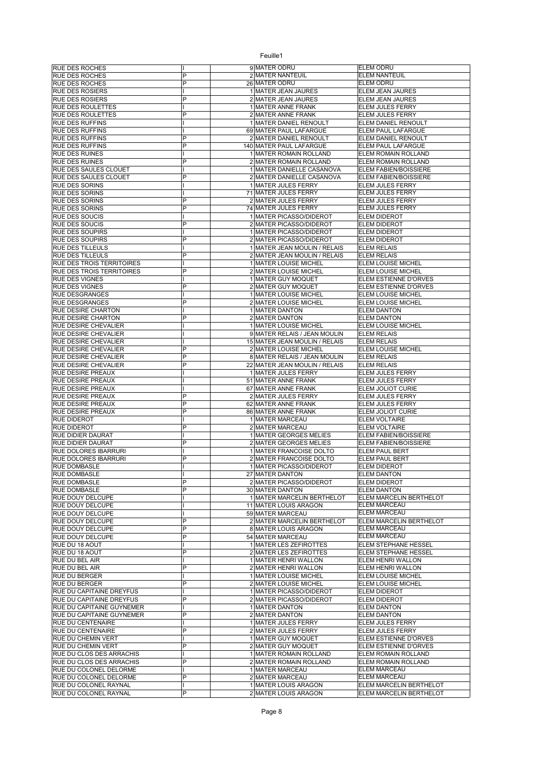| | | | | |
|---|---|---|---|---|
| RUE DES ROCHES | I | 9 | MATER ODRU | ELEM ODRU |
| RUE DES ROCHES | P | 2 | MATER NANTEUIL | ELEM NANTEUIL |
| RUE DES ROCHES | P | 26 | MATER ODRU | ELEM ODRU |
| RUE DES ROSIERS | I | 1 | MATER JEAN JAURES | ELEM JEAN JAURES |
| RUE DES ROSIERS | P | 2 | MATER JEAN JAURES | ELEM JEAN JAURES |
| RUE DES ROULETTES | I | 1 | MATER ANNE FRANK | ELEM JULES FERRY |
| RUE DES ROULETTES | P | 2 | MATER ANNE FRANK | ELEM JULES FERRY |
| RUE DES RUFFINS | I | 1 | MATER DANIEL RENOULT | ELEM DANIEL RENOULT |
| RUE DES RUFFINS | I | 69 | MATER PAUL LAFARGUE | ELEM PAUL LAFARGUE |
| RUE DES RUFFINS | P | 2 | MATER DANIEL RENOULT | ELEM DANIEL RENOULT |
| RUE DES RUFFINS | P | 140 | MATER PAUL LAFARGUE | ELEM PAUL LAFARGUE |
| RUE DES RUINES | I | 1 | MATER ROMAIN ROLLAND | ELEM ROMAIN ROLLAND |
| RUE DES RUINES | P | 2 | MATER ROMAIN ROLLAND | ELEM ROMAIN ROLLAND |
| RUE DES SAULES CLOUET | I | 1 | MATER DANIELLE CASANOVA | ELEM FABIEN/BOISSIERE |
| RUE DES SAULES CLOUET | P | 2 | MATER DANIELLE CASANOVA | ELEM FABIEN/BOISSIERE |
| RUE DES SORINS | I | 1 | MATER JULES FERRY | ELEM JULES FERRY |
| RUE DES SORINS | I | 71 | MATER JULES FERRY | ELEM JULES FERRY |
| RUE DES SORINS | P | 2 | MATER JULES FERRY | ELEM JULES FERRY |
| RUE DES SORINS | P | 74 | MATER JULES FERRY | ELEM JULES FERRY |
| RUE DES SOUCIS | I | 1 | MATER PICASSO/DIDEROT | ELEM DIDEROT |
| RUE DES SOUCIS | P | 2 | MATER PICASSO/DIDEROT | ELEM DIDEROT |
| RUE DES SOUPIRS | I | 1 | MATER PICASSO/DIDEROT | ELEM DIDEROT |
| RUE DES SOUPIRS | P | 2 | MATER PICASSO/DIDEROT | ELEM DIDEROT |
| RUE DES TILLEULS | I | 1 | MATER JEAN MOULIN / RELAIS | ELEM RELAIS |
| RUE DES TILLEULS | P | 2 | MATER JEAN MOULIN / RELAIS | ELEM RELAIS |
| RUE DES TROIS TERRITOIRES | I | 1 | MATER LOUISE MICHEL | ELEM LOUISE MICHEL |
| RUE DES TROIS TERRITOIRES | P | 2 | MATER LOUISE MICHEL | ELEM LOUISE MICHEL |
| RUE DES VIGNES | I | 1 | MATER GUY MOQUET | ELEM ESTIENNE D'ORVES |
| RUE DES VIGNES | P | 2 | MATER GUY MOQUET | ELEM ESTIENNE D'ORVES |
| RUE DESGRANGES | I | 1 | MATER LOUISE MICHEL | ELEM LOUISE MICHEL |
| RUE DESGRANGES | P | 2 | MATER LOUISE MICHEL | ELEM LOUISE MICHEL |
| RUE DESIRE CHARTON | I | 1 | MATER DANTON | ELEM DANTON |
| RUE DESIRE CHARTON | P | 2 | MATER DANTON | ELEM DANTON |
| RUE DESIRE CHEVALIER | I | 1 | MATER LOUISE MICHEL | ELEM LOUISE MICHEL |
| RUE DESIRE CHEVALIER | I | 9 | MATER RELAIS / JEAN MOULIN | ELEM RELAIS |
| RUE DESIRE CHEVALIER | I | 15 | MATER JEAN MOULIN / RELAIS | ELEM RELAIS |
| RUE DESIRE CHEVALIER | P | 2 | MATER LOUISE MICHEL | ELEM LOUISE MICHEL |
| RUE DESIRE CHEVALIER | P | 8 | MATER RELAIS / JEAN MOULIN | ELEM RELAIS |
| RUE DESIRE CHEVALIER | P | 22 | MATER JEAN MOULIN / RELAIS | ELEM RELAIS |
| RUE DESIRE PREAUX | I | 1 | MATER JULES FERRY | ELEM JULES FERRY |
| RUE DESIRE PREAUX | I | 51 | MATER ANNE FRANK | ELEM JULES FERRY |
| RUE DESIRE PREAUX | I | 67 | MATER ANNE FRANK | ELEM JOLIOT CURIE |
| RUE DESIRE PREAUX | P | 2 | MATER JULES FERRY | ELEM JULES FERRY |
| RUE DESIRE PREAUX | P | 62 | MATER ANNE FRANK | ELEM JULES FERRY |
| RUE DESIRE PREAUX | P | 86 | MATER ANNE FRANK | ELEM JOLIOT CURIE |
| RUE DIDEROT | I | 1 | MATER MARCEAU | ELEM VOLTAIRE |
| RUE DIDEROT | P | 2 | MATER MARCEAU | ELEM VOLTAIRE |
| RUE DIDIER DAURAT | I | 1 | MATER GEORGES MELIES | ELEM FABIEN/BOISSIERE |
| RUE DIDIER DAURAT | P | 2 | MATER GEORGES MELIES | ELEM FABIEN/BOISSIERE |
| RUE DOLORES IBARRURI | I | 1 | MATER FRANCOISE DOLTO | ELEM PAUL BERT |
| RUE DOLORES IBARRURI | P | 2 | MATER FRANCOISE DOLTO | ELEM PAUL BERT |
| RUE DOMBASLE | I | 1 | MATER PICASSO/DIDEROT | ELEM DIDEROT |
| RUE DOMBASLE | I | 27 | MATER DANTON | ELEM DANTON |
| RUE DOMBASLE | P | 2 | MATER PICASSO/DIDEROT | ELEM DIDEROT |
| RUE DOMBASLE | P | 30 | MATER DANTON | ELEM DANTON |
| RUE DOUY DELCUPE | I | 1 | MATER MARCELIN BERTHELOT | ELEM MARCELIN BERTHELOT |
| RUE DOUY DELCUPE | I | 11 | MATER LOUIS ARAGON | ELEM MARCEAU |
| RUE DOUY DELCUPE | I | 59 | MATER MARCEAU | ELEM MARCEAU |
| RUE DOUY DELCUPE | P | 2 | MATER MARCELIN BERTHELOT | ELEM MARCELIN BERTHELOT |
| RUE DOUY DELCUPE | P | 8 | MATER LOUIS ARAGON | ELEM MARCEAU |
| RUE DOUY DELCUPE | P | 54 | MATER MARCEAU | ELEM MARCEAU |
| RUE DU 18 AOUT | I | 1 | MATER LES ZEFIROTTES | ELEM STEPHANE HESSEL |
| RUE DU 18 AOUT | P | 2 | MATER LES ZEFIROTTES | ELEM STEPHANE HESSEL |
| RUE DU BEL AIR | I | 1 | MATER HENRI WALLON | ELEM HENRI WALLON |
| RUE DU BEL AIR | P | 2 | MATER HENRI WALLON | ELEM HENRI WALLON |
| RUE DU BERGER | I | 1 | MATER LOUISE MICHEL | ELEM LOUISE MICHEL |
| RUE DU BERGER | P | 2 | MATER LOUISE MICHEL | ELEM LOUISE MICHEL |
| RUE DU CAPITAINE DREYFUS | I | 1 | MATER PICASSO/DIDEROT | ELEM DIDEROT |
| RUE DU CAPITAINE DREYFUS | P | 2 | MATER PICASSO/DIDEROT | ELEM DIDEROT |
| RUE DU CAPITAINE GUYNEMER | I | 1 | MATER DANTON | ELEM DANTON |
| RUE DU CAPITAINE GUYNEMER | P | 2 | MATER DANTON | ELEM DANTON |
| RUE DU CENTENAIRE | I | 1 | MATER JULES FERRY | ELEM JULES FERRY |
| RUE DU CENTENAIRE | P | 2 | MATER JULES FERRY | ELEM JULES FERRY |
| RUE DU CHEMIN VERT | I | 1 | MATER GUY MOQUET | ELEM ESTIENNE D'ORVES |
| RUE DU CHEMIN VERT | P | 2 | MATER GUY MOQUET | ELEM ESTIENNE D'ORVES |
| RUE DU CLOS DES ARRACHIS | I | 1 | MATER ROMAIN ROLLAND | ELEM ROMAIN ROLLAND |
| RUE DU CLOS DES ARRACHIS | P | 2 | MATER ROMAIN ROLLAND | ELEM ROMAIN ROLLAND |
| RUE DU COLONEL DELORME | I | 1 | MATER MARCEAU | ELEM MARCEAU |
| RUE DU COLONEL DELORME | P | 2 | MATER MARCEAU | ELEM MARCEAU |
| RUE DU COLONEL RAYNAL | I | 1 | MATER LOUIS ARAGON | ELEM MARCELIN BERTHELOT |
| RUE DU COLONEL RAYNAL | P | 2 | MATER LOUIS ARAGON | ELEM MARCELIN BERTHELOT |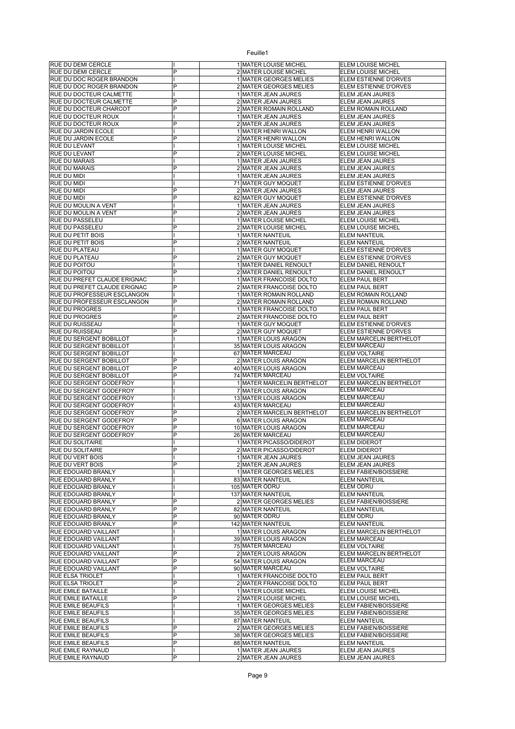| | | | | |
|---|---|---|---|---|
| RUE DU DEMI CERCLE | I | 1 | MATER LOUISE MICHEL | ELEM LOUISE MICHEL |
| RUE DU DEMI CERCLE | P | 2 | MATER LOUISE MICHEL | ELEM LOUISE MICHEL |
| RUE DU DOC ROGER BRANDON | I | 1 | MATER GEORGES MELIES | ELEM ESTIENNE D'ORVES |
| RUE DU DOC ROGER BRANDON | P | 2 | MATER GEORGES MELIES | ELEM ESTIENNE D'ORVES |
| RUE DU DOCTEUR CALMETTE | I | 1 | MATER JEAN JAURES | ELEM JEAN JAURES |
| RUE DU DOCTEUR CALMETTE | P | 2 | MATER JEAN JAURES | ELEM JEAN JAURES |
| RUE DU DOCTEUR CHARCOT | P | 2 | MATER ROMAIN ROLLAND | ELEM ROMAIN ROLLAND |
| RUE DU DOCTEUR ROUX | I | 1 | MATER JEAN JAURES | ELEM JEAN JAURES |
| RUE DU DOCTEUR ROUX | P | 2 | MATER JEAN JAURES | ELEM JEAN JAURES |
| RUE DU JARDIN ECOLE | I | 1 | MATER HENRI WALLON | ELEM HENRI WALLON |
| RUE DU JARDIN ECOLE | P | 2 | MATER HENRI WALLON | ELEM HENRI WALLON |
| RUE DU LEVANT | I | 1 | MATER LOUISE MICHEL | ELEM LOUISE MICHEL |
| RUE DU LEVANT | P | 2 | MATER LOUISE MICHEL | ELEM LOUISE MICHEL |
| RUE DU MARAIS | I | 1 | MATER JEAN JAURES | ELEM JEAN JAURES |
| RUE DU MARAIS | P | 2 | MATER JEAN JAURES | ELEM JEAN JAURES |
| RUE DU MIDI | I | 1 | MATER JEAN JAURES | ELEM JEAN JAURES |
| RUE DU MIDI | I | 71 | MATER GUY MOQUET | ELEM ESTIENNE D'ORVES |
| RUE DU MIDI | P | 2 | MATER JEAN JAURES | ELEM JEAN JAURES |
| RUE DU MIDI | P | 82 | MATER GUY MOQUET | ELEM ESTIENNE D'ORVES |
| RUE DU MOULIN A VENT | I | 1 | MATER JEAN JAURES | ELEM JEAN JAURES |
| RUE DU MOULIN A VENT | P | 2 | MATER JEAN JAURES | ELEM JEAN JAURES |
| RUE DU PASSELEU | I | 1 | MATER LOUISE MICHEL | ELEM LOUISE MICHEL |
| RUE DU PASSELEU | P | 2 | MATER LOUISE MICHEL | ELEM LOUISE MICHEL |
| RUE DU PETIT BOIS | I | 1 | MATER NANTEUIL | ELEM NANTEUIL |
| RUE DU PETIT BOIS | P | 2 | MATER NANTEUIL | ELEM NANTEUIL |
| RUE DU PLATEAU | I | 1 | MATER GUY MOQUET | ELEM ESTIENNE D'ORVES |
| RUE DU PLATEAU | P | 2 | MATER GUY MOQUET | ELEM ESTIENNE D'ORVES |
| RUE DU POITOU | I | 1 | MATER DANIEL RENOULT | ELEM DANIEL RENOULT |
| RUE DU POITOU | P | 2 | MATER DANIEL RENOULT | ELEM DANIEL RENOULT |
| RUE DU PREFET CLAUDE ERIGNAC | I | 1 | MATER FRANCOISE DOLTO | ELEM PAUL BERT |
| RUE DU PREFET CLAUDE ERIGNAC | P | 2 | MATER FRANCOISE DOLTO | ELEM PAUL BERT |
| RUE DU PROFESSEUR ESCLANGON | I | 1 | MATER ROMAIN ROLLAND | ELEM ROMAIN ROLLAND |
| RUE DU PROFESSEUR ESCLANGON | P | 2 | MATER ROMAIN ROLLAND | ELEM ROMAIN ROLLAND |
| RUE DU PROGRES | I | 1 | MATER FRANCOISE DOLTO | ELEM PAUL BERT |
| RUE DU PROGRES | P | 2 | MATER FRANCOISE DOLTO | ELEM PAUL BERT |
| RUE DU RUISSEAU | I | 1 | MATER GUY MOQUET | ELEM ESTIENNE D'ORVES |
| RUE DU RUISSEAU | P | 2 | MATER GUY MOQUET | ELEM ESTIENNE D'ORVES |
| RUE DU SERGENT BOBILLOT | I | 1 | MATER LOUIS ARAGON | ELEM MARCELIN BERTHELOT |
| RUE DU SERGENT BOBILLOT | I | 35 | MATER LOUIS ARAGON | ELEM MARCEAU |
| RUE DU SERGENT BOBILLOT | I | 67 | MATER MARCEAU | ELEM VOLTAIRE |
| RUE DU SERGENT BOBILLOT | P | 2 | MATER LOUIS ARAGON | ELEM MARCELIN BERTHELOT |
| RUE DU SERGENT BOBILLOT | P | 40 | MATER LOUIS ARAGON | ELEM MARCEAU |
| RUE DU SERGENT BOBILLOT | P | 74 | MATER MARCEAU | ELEM VOLTAIRE |
| RUE DU SERGENT GODEFROY | I | 1 | MATER MARCELIN BERTHELOT | ELEM MARCELIN BERTHELOT |
| RUE DU SERGENT GODEFROY | I | 7 | MATER LOUIS ARAGON | ELEM MARCEAU |
| RUE DU SERGENT GODEFROY | I | 13 | MATER LOUIS ARAGON | ELEM MARCEAU |
| RUE DU SERGENT GODEFROY | I | 43 | MATER MARCEAU | ELEM MARCEAU |
| RUE DU SERGENT GODEFROY | P | 2 | MATER MARCELIN BERTHELOT | ELEM MARCELIN BERTHELOT |
| RUE DU SERGENT GODEFROY | P | 6 | MATER LOUIS ARAGON | ELEM MARCEAU |
| RUE DU SERGENT GODEFROY | P | 10 | MATER LOUIS ARAGON | ELEM MARCEAU |
| RUE DU SERGENT GODEFROY | P | 26 | MATER MARCEAU | ELEM MARCEAU |
| RUE DU SOLITAIRE | I | 1 | MATER PICASSO/DIDEROT | ELEM DIDEROT |
| RUE DU SOLITAIRE | P | 2 | MATER PICASSO/DIDEROT | ELEM DIDEROT |
| RUE DU VERT BOIS | I | 1 | MATER JEAN JAURES | ELEM JEAN JAURES |
| RUE DU VERT BOIS | P | 2 | MATER JEAN JAURES | ELEM JEAN JAURES |
| RUE EDOUARD BRANLY | I | 1 | MATER GEORGES MELIES | ELEM FABIEN/BOISSIERE |
| RUE EDOUARD BRANLY | I | 83 | MATER NANTEUIL | ELEM NANTEUIL |
| RUE EDOUARD BRANLY | I | 105 | MATER ODRU | ELEM ODRU |
| RUE EDOUARD BRANLY | I | 137 | MATER NANTEUIL | ELEM NANTEUIL |
| RUE EDOUARD BRANLY | P | 2 | MATER GEORGES MELIES | ELEM FABIEN/BOISSIERE |
| RUE EDOUARD BRANLY | P | 82 | MATER NANTEUIL | ELEM NANTEUIL |
| RUE EDOUARD BRANLY | P | 90 | MATER ODRU | ELEM ODRU |
| RUE EDOUARD BRANLY | P | 142 | MATER NANTEUIL | ELEM NANTEUIL |
| RUE EDOUARD VAILLANT | I | 1 | MATER LOUIS ARAGON | ELEM MARCELIN BERTHELOT |
| RUE EDOUARD VAILLANT | I | 39 | MATER LOUIS ARAGON | ELEM MARCEAU |
| RUE EDOUARD VAILLANT | I | 75 | MATER MARCEAU | ELEM VOLTAIRE |
| RUE EDOUARD VAILLANT | P | 2 | MATER LOUIS ARAGON | ELEM MARCELIN BERTHELOT |
| RUE EDOUARD VAILLANT | P | 54 | MATER LOUIS ARAGON | ELEM MARCEAU |
| RUE EDOUARD VAILLANT | P | 90 | MATER MARCEAU | ELEM VOLTAIRE |
| RUE ELSA TRIOLET | I | 1 | MATER FRANCOISE DOLTO | ELEM PAUL BERT |
| RUE ELSA TRIOLET | P | 2 | MATER FRANCOISE DOLTO | ELEM PAUL BERT |
| RUE EMILE BATAILLE | I | 1 | MATER LOUISE MICHEL | ELEM LOUISE MICHEL |
| RUE EMILE BATAILLE | P | 2 | MATER LOUISE MICHEL | ELEM LOUISE MICHEL |
| RUE EMILE BEAUFILS | I | 1 | MATER GEORGES MELIES | ELEM FABIEN/BOISSIERE |
| RUE EMILE BEAUFILS | I | 35 | MATER GEORGES MELIES | ELEM FABIEN/BOISSIERE |
| RUE EMILE BEAUFILS | I | 87 | MATER NANTEUIL | ELEM NANTEUIL |
| RUE EMILE BEAUFILS | P | 2 | MATER GEORGES MELIES | ELEM FABIEN/BOISSIERE |
| RUE EMILE BEAUFILS | P | 38 | MATER GEORGES MELIES | ELEM FABIEN/BOISSIERE |
| RUE EMILE BEAUFILS | P | 88 | MATER NANTEUIL | ELEM NANTEUIL |
| RUE EMILE RAYNAUD | I | 1 | MATER JEAN JAURES | ELEM JEAN JAURES |
| RUE EMILE RAYNAUD | P | 2 | MATER JEAN JAURES | ELEM JEAN JAURES |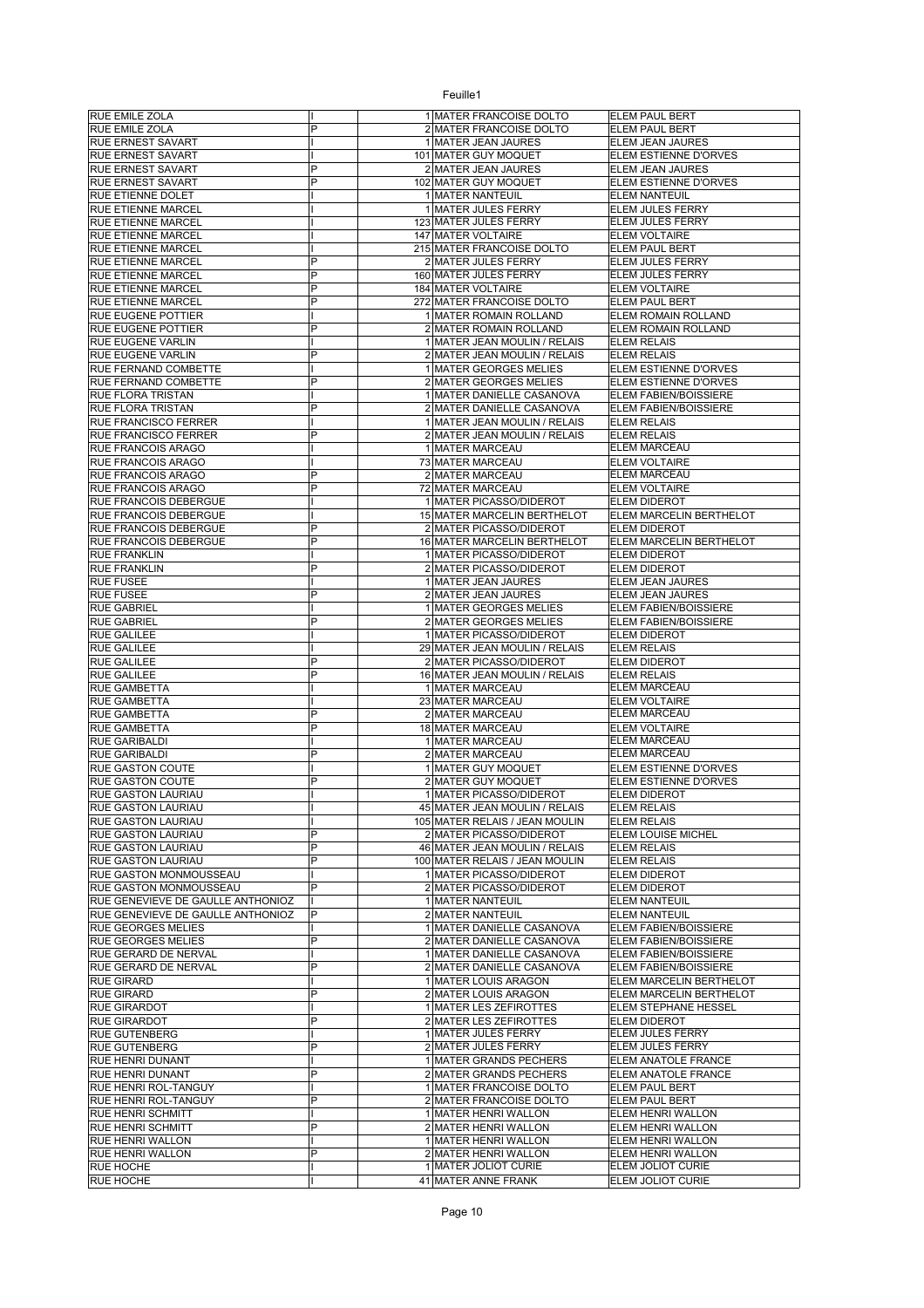| | | | | |
|---|---|---|---|---|
| RUE EMILE ZOLA | I | 1 | MATER FRANCOISE DOLTO | ELEM PAUL BERT |
| RUE EMILE ZOLA | P | 2 | MATER FRANCOISE DOLTO | ELEM PAUL BERT |
| RUE ERNEST SAVART | I | 1 | MATER JEAN JAURES | ELEM JEAN JAURES |
| RUE ERNEST SAVART | I | 101 | MATER GUY MOQUET | ELEM ESTIENNE D'ORVES |
| RUE ERNEST SAVART | P | 2 | MATER JEAN JAURES | ELEM JEAN JAURES |
| RUE ERNEST SAVART | P | 102 | MATER GUY MOQUET | ELEM ESTIENNE D'ORVES |
| RUE ETIENNE DOLET | I | 1 | MATER NANTEUIL | ELEM NANTEUIL |
| RUE ETIENNE MARCEL | I | 1 | MATER JULES FERRY | ELEM JULES FERRY |
| RUE ETIENNE MARCEL | I | 123 | MATER JULES FERRY | ELEM JULES FERRY |
| RUE ETIENNE MARCEL | I | 147 | MATER VOLTAIRE | ELEM VOLTAIRE |
| RUE ETIENNE MARCEL | I | 215 | MATER FRANCOISE DOLTO | ELEM PAUL BERT |
| RUE ETIENNE MARCEL | P | 2 | MATER JULES FERRY | ELEM JULES FERRY |
| RUE ETIENNE MARCEL | P | 160 | MATER JULES FERRY | ELEM JULES FERRY |
| RUE ETIENNE MARCEL | P | 184 | MATER VOLTAIRE | ELEM VOLTAIRE |
| RUE ETIENNE MARCEL | P | 272 | MATER FRANCOISE DOLTO | ELEM PAUL BERT |
| RUE EUGENE POTTIER | I | 1 | MATER ROMAIN ROLLAND | ELEM ROMAIN ROLLAND |
| RUE EUGENE POTTIER | P | 2 | MATER ROMAIN ROLLAND | ELEM ROMAIN ROLLAND |
| RUE EUGENE VARLIN | I | 1 | MATER JEAN MOULIN / RELAIS | ELEM RELAIS |
| RUE EUGENE VARLIN | P | 2 | MATER JEAN MOULIN / RELAIS | ELEM RELAIS |
| RUE FERNAND COMBETTE | I | 1 | MATER GEORGES MELIES | ELEM ESTIENNE D'ORVES |
| RUE FERNAND COMBETTE | P | 2 | MATER GEORGES MELIES | ELEM ESTIENNE D'ORVES |
| RUE FLORA TRISTAN | I | 1 | MATER DANIELLE CASANOVA | ELEM FABIEN/BOISSIERE |
| RUE FLORA TRISTAN | P | 2 | MATER DANIELLE CASANOVA | ELEM FABIEN/BOISSIERE |
| RUE FRANCISCO FERRER | I | 1 | MATER JEAN MOULIN / RELAIS | ELEM RELAIS |
| RUE FRANCISCO FERRER | P | 2 | MATER JEAN MOULIN / RELAIS | ELEM RELAIS |
| RUE FRANCOIS ARAGO | I | 1 | MATER MARCEAU | ELEM MARCEAU |
| RUE FRANCOIS ARAGO | I | 73 | MATER MARCEAU | ELEM VOLTAIRE |
| RUE FRANCOIS ARAGO | P | 2 | MATER MARCEAU | ELEM MARCEAU |
| RUE FRANCOIS ARAGO | P | 72 | MATER MARCEAU | ELEM VOLTAIRE |
| RUE FRANCOIS DEBERGUE | I | 1 | MATER PICASSO/DIDEROT | ELEM DIDEROT |
| RUE FRANCOIS DEBERGUE | I | 15 | MATER MARCELIN BERTHELOT | ELEM MARCELIN BERTHELOT |
| RUE FRANCOIS DEBERGUE | P | 2 | MATER PICASSO/DIDEROT | ELEM DIDEROT |
| RUE FRANCOIS DEBERGUE | P | 16 | MATER MARCELIN BERTHELOT | ELEM MARCELIN BERTHELOT |
| RUE FRANKLIN | I | 1 | MATER PICASSO/DIDEROT | ELEM DIDEROT |
| RUE FRANKLIN | P | 2 | MATER PICASSO/DIDEROT | ELEM DIDEROT |
| RUE FUSEE | I | 1 | MATER JEAN JAURES | ELEM JEAN JAURES |
| RUE FUSEE | P | 2 | MATER JEAN JAURES | ELEM JEAN JAURES |
| RUE GABRIEL | I | 1 | MATER GEORGES MELIES | ELEM FABIEN/BOISSIERE |
| RUE GABRIEL | P | 2 | MATER GEORGES MELIES | ELEM FABIEN/BOISSIERE |
| RUE GALILEE | I | 1 | MATER PICASSO/DIDEROT | ELEM DIDEROT |
| RUE GALILEE | I | 29 | MATER JEAN MOULIN / RELAIS | ELEM RELAIS |
| RUE GALILEE | P | 2 | MATER PICASSO/DIDEROT | ELEM DIDEROT |
| RUE GALILEE | P | 16 | MATER JEAN MOULIN / RELAIS | ELEM RELAIS |
| RUE GAMBETTA | I | 1 | MATER MARCEAU | ELEM MARCEAU |
| RUE GAMBETTA | I | 23 | MATER MARCEAU | ELEM VOLTAIRE |
| RUE GAMBETTA | P | 2 | MATER MARCEAU | ELEM MARCEAU |
| RUE GAMBETTA | P | 18 | MATER MARCEAU | ELEM VOLTAIRE |
| RUE GARIBALDI | I | 1 | MATER MARCEAU | ELEM MARCEAU |
| RUE GARIBALDI | P | 2 | MATER MARCEAU | ELEM MARCEAU |
| RUE GASTON COUTE | I | 1 | MATER GUY MOQUET | ELEM ESTIENNE D'ORVES |
| RUE GASTON COUTE | P | 2 | MATER GUY MOQUET | ELEM ESTIENNE D'ORVES |
| RUE GASTON LAURIAU | I | 1 | MATER PICASSO/DIDEROT | ELEM DIDEROT |
| RUE GASTON LAURIAU | I | 45 | MATER JEAN MOULIN / RELAIS | ELEM RELAIS |
| RUE GASTON LAURIAU | I | 105 | MATER RELAIS / JEAN MOULIN | ELEM RELAIS |
| RUE GASTON LAURIAU | P | 2 | MATER PICASSO/DIDEROT | ELEM LOUISE MICHEL |
| RUE GASTON LAURIAU | P | 46 | MATER JEAN MOULIN / RELAIS | ELEM RELAIS |
| RUE GASTON LAURIAU | P | 100 | MATER RELAIS / JEAN MOULIN | ELEM RELAIS |
| RUE GASTON MONMOUSSEAU | I | 1 | MATER PICASSO/DIDEROT | ELEM DIDEROT |
| RUE GASTON MONMOUSSEAU | P | 2 | MATER PICASSO/DIDEROT | ELEM DIDEROT |
| RUE GENEVIEVE DE GAULLE ANTHONIOZ | I | 1 | MATER NANTEUIL | ELEM NANTEUIL |
| RUE GENEVIEVE DE GAULLE ANTHONIOZ | P | 2 | MATER NANTEUIL | ELEM NANTEUIL |
| RUE GEORGES MELIES | I | 1 | MATER DANIELLE CASANOVA | ELEM FABIEN/BOISSIERE |
| RUE GEORGES MELIES | P | 2 | MATER DANIELLE CASANOVA | ELEM FABIEN/BOISSIERE |
| RUE GERARD DE NERVAL | I | 1 | MATER DANIELLE CASANOVA | ELEM FABIEN/BOISSIERE |
| RUE GERARD DE NERVAL | P | 2 | MATER DANIELLE CASANOVA | ELEM FABIEN/BOISSIERE |
| RUE GIRARD | I | 1 | MATER LOUIS ARAGON | ELEM MARCELIN BERTHELOT |
| RUE GIRARD | P | 2 | MATER LOUIS ARAGON | ELEM MARCELIN BERTHELOT |
| RUE GIRARDOT | I | 1 | MATER LES ZEFIROTTES | ELEM STEPHANE HESSEL |
| RUE GIRARDOT | P | 2 | MATER LES ZEFIROTTES | ELEM DIDEROT |
| RUE GUTENBERG | I | 1 | MATER JULES FERRY | ELEM JULES FERRY |
| RUE GUTENBERG | P | 2 | MATER JULES FERRY | ELEM JULES FERRY |
| RUE HENRI DUNANT | I | 1 | MATER GRANDS PECHERS | ELEM ANATOLE FRANCE |
| RUE HENRI DUNANT | P | 2 | MATER GRANDS PECHERS | ELEM ANATOLE FRANCE |
| RUE HENRI ROL-TANGUY | I | 1 | MATER FRANCOISE DOLTO | ELEM PAUL BERT |
| RUE HENRI ROL-TANGUY | P | 2 | MATER FRANCOISE DOLTO | ELEM PAUL BERT |
| RUE HENRI SCHMITT | I | 1 | MATER HENRI WALLON | ELEM HENRI WALLON |
| RUE HENRI SCHMITT | P | 2 | MATER HENRI WALLON | ELEM HENRI WALLON |
| RUE HENRI WALLON | I | 1 | MATER HENRI WALLON | ELEM HENRI WALLON |
| RUE HENRI WALLON | P | 2 | MATER HENRI WALLON | ELEM HENRI WALLON |
| RUE HOCHE | I | 1 | MATER JOLIOT CURIE | ELEM JOLIOT CURIE |
| RUE HOCHE | I | 41 | MATER ANNE FRANK | ELEM JOLIOT CURIE |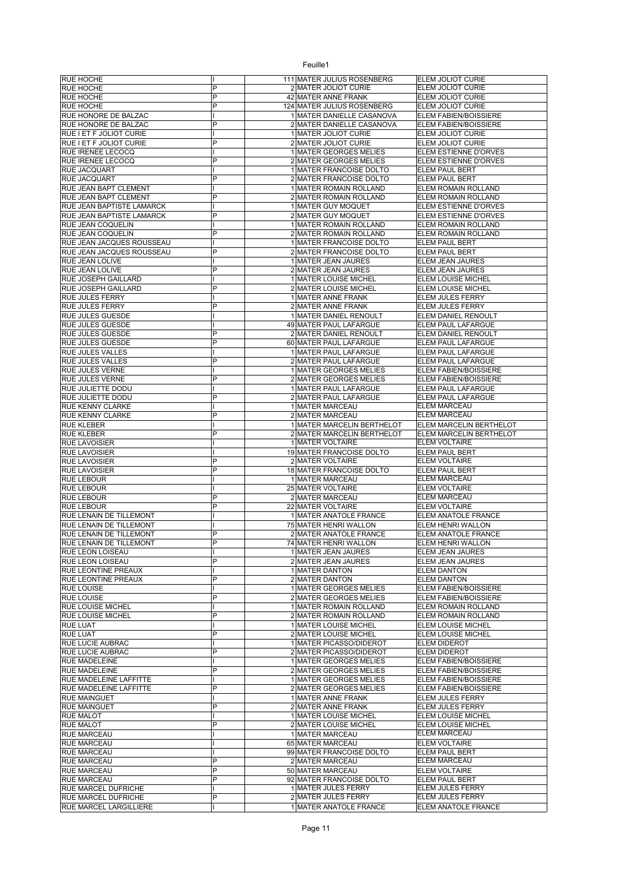| | | | | |
|---|---|---|---|---|
| RUE HOCHE | I | 111 | MATER JULIUS ROSENBERG | ELEM JOLIOT CURIE |
| RUE HOCHE | P | 2 | MATER JOLIOT CURIE | ELEM JOLIOT CURIE |
| RUE HOCHE | P | 42 | MATER ANNE FRANK | ELEM JOLIOT CURIE |
| RUE HOCHE | P | 124 | MATER JULIUS ROSENBERG | ELEM JOLIOT CURIE |
| RUE HONORE DE BALZAC | I | 1 | MATER DANIELLE CASANOVA | ELEM FABIEN/BOISSIERE |
| RUE HONORE DE BALZAC | P | 2 | MATER DANIELLE CASANOVA | ELEM FABIEN/BOISSIERE |
| RUE I ET F JOLIOT CURIE | I | 1 | MATER JOLIOT CURIE | ELEM JOLIOT CURIE |
| RUE I ET F JOLIOT CURIE | P | 2 | MATER JOLIOT CURIE | ELEM JOLIOT CURIE |
| RUE IRENEE LECOCQ | I | 1 | MATER GEORGES MELIES | ELEM ESTIENNE D'ORVES |
| RUE IRENEE LECOCQ | P | 2 | MATER GEORGES MELIES | ELEM ESTIENNE D'ORVES |
| RUE JACQUART | I | 1 | MATER FRANCOISE DOLTO | ELEM PAUL BERT |
| RUE JACQUART | P | 2 | MATER FRANCOISE DOLTO | ELEM PAUL BERT |
| RUE JEAN BAPT CLEMENT | I | 1 | MATER ROMAIN ROLLAND | ELEM ROMAIN ROLLAND |
| RUE JEAN BAPT CLEMENT | P | 2 | MATER ROMAIN ROLLAND | ELEM ROMAIN ROLLAND |
| RUE JEAN BAPTISTE LAMARCK | I | 1 | MATER GUY MOQUET | ELEM ESTIENNE D'ORVES |
| RUE JEAN BAPTISTE LAMARCK | P | 2 | MATER GUY MOQUET | ELEM ESTIENNE D'ORVES |
| RUE JEAN COQUELIN | I | 1 | MATER ROMAIN ROLLAND | ELEM ROMAIN ROLLAND |
| RUE JEAN COQUELIN | P | 2 | MATER ROMAIN ROLLAND | ELEM ROMAIN ROLLAND |
| RUE JEAN JACQUES ROUSSEAU | I | 1 | MATER FRANCOISE DOLTO | ELEM PAUL BERT |
| RUE JEAN JACQUES ROUSSEAU | P | 2 | MATER FRANCOISE DOLTO | ELEM PAUL BERT |
| RUE JEAN LOLIVE | I | 1 | MATER JEAN JAURES | ELEM JEAN JAURES |
| RUE JEAN LOLIVE | P | 2 | MATER JEAN JAURES | ELEM JEAN JAURES |
| RUE JOSEPH GAILLARD | I | 1 | MATER LOUISE MICHEL | ELEM LOUISE MICHEL |
| RUE JOSEPH GAILLARD | P | 2 | MATER LOUISE MICHEL | ELEM LOUISE MICHEL |
| RUE JULES FERRY | I | 1 | MATER ANNE FRANK | ELEM JULES FERRY |
| RUE JULES FERRY | P | 2 | MATER ANNE FRANK | ELEM JULES FERRY |
| RUE JULES GUESDE | I | 1 | MATER DANIEL RENOULT | ELEM DANIEL RENOULT |
| RUE JULES GUESDE | I | 49 | MATER PAUL LAFARGUE | ELEM PAUL LAFARGUE |
| RUE JULES GUESDE | P | 2 | MATER DANIEL RENOULT | ELEM DANIEL RENOULT |
| RUE JULES GUESDE | P | 60 | MATER PAUL LAFARGUE | ELEM PAUL LAFARGUE |
| RUE JULES VALLES | I | 1 | MATER PAUL LAFARGUE | ELEM PAUL LAFARGUE |
| RUE JULES VALLES | P | 2 | MATER PAUL LAFARGUE | ELEM PAUL LAFARGUE |
| RUE JULES VERNE | I | 1 | MATER GEORGES MELIES | ELEM FABIEN/BOISSIERE |
| RUE JULES VERNE | P | 2 | MATER GEORGES MELIES | ELEM FABIEN/BOISSIERE |
| RUE JULIETTE DODU | I | 1 | MATER PAUL LAFARGUE | ELEM PAUL LAFARGUE |
| RUE JULIETTE DODU | P | 2 | MATER PAUL LAFARGUE | ELEM PAUL LAFARGUE |
| RUE KENNY CLARKE | I | 1 | MATER MARCEAU | ELEM MARCEAU |
| RUE KENNY CLARKE | P | 2 | MATER MARCEAU | ELEM MARCEAU |
| RUE KLEBER | I | 1 | MATER MARCELIN BERTHELOT | ELEM MARCELIN BERTHELOT |
| RUE KLEBER | P | 2 | MATER MARCELIN BERTHELOT | ELEM MARCELIN BERTHELOT |
| RUE LAVOISIER | I | 1 | MATER VOLTAIRE | ELEM VOLTAIRE |
| RUE LAVOISIER | I | 19 | MATER FRANCOISE DOLTO | ELEM PAUL BERT |
| RUE LAVOISIER | P | 2 | MATER VOLTAIRE | ELEM VOLTAIRE |
| RUE LAVOISIER | P | 18 | MATER FRANCOISE DOLTO | ELEM PAUL BERT |
| RUE LEBOUR | I | 1 | MATER MARCEAU | ELEM MARCEAU |
| RUE LEBOUR | I | 25 | MATER VOLTAIRE | ELEM VOLTAIRE |
| RUE LEBOUR | P | 2 | MATER MARCEAU | ELEM MARCEAU |
| RUE LEBOUR | P | 22 | MATER VOLTAIRE | ELEM VOLTAIRE |
| RUE LENAIN DE TILLEMONT | I | 1 | MATER ANATOLE FRANCE | ELEM ANATOLE FRANCE |
| RUE LENAIN DE TILLEMONT | I | 75 | MATER HENRI WALLON | ELEM HENRI WALLON |
| RUE LENAIN DE TILLEMONT | P | 2 | MATER ANATOLE FRANCE | ELEM ANATOLE FRANCE |
| RUE LENAIN DE TILLEMONT | P | 74 | MATER HENRI WALLON | ELEM HENRI WALLON |
| RUE LEON LOISEAU | I | 1 | MATER JEAN JAURES | ELEM JEAN JAURES |
| RUE LEON LOISEAU | P | 2 | MATER JEAN JAURES | ELEM JEAN JAURES |
| RUE LEONTINE PREAUX | I | 1 | MATER DANTON | ELEM DANTON |
| RUE LEONTINE PREAUX | P | 2 | MATER DANTON | ELEM DANTON |
| RUE LOUISE | I | 1 | MATER GEORGES MELIES | ELEM FABIEN/BOISSIERE |
| RUE LOUISE | P | 2 | MATER GEORGES MELIES | ELEM FABIEN/BOISSIERE |
| RUE LOUISE MICHEL | I | 1 | MATER ROMAIN ROLLAND | ELEM ROMAIN ROLLAND |
| RUE LOUISE MICHEL | P | 2 | MATER ROMAIN ROLLAND | ELEM ROMAIN ROLLAND |
| RUE LUAT | I | 1 | MATER LOUISE MICHEL | ELEM LOUISE MICHEL |
| RUE LUAT | P | 2 | MATER LOUISE MICHEL | ELEM LOUISE MICHEL |
| RUE LUCIE AUBRAC | I | 1 | MATER PICASSO/DIDEROT | ELEM DIDEROT |
| RUE LUCIE AUBRAC | P | 2 | MATER PICASSO/DIDEROT | ELEM DIDEROT |
| RUE MADELEINE | I | 1 | MATER GEORGES MELIES | ELEM FABIEN/BOISSIERE |
| RUE MADELEINE | P | 2 | MATER GEORGES MELIES | ELEM FABIEN/BOISSIERE |
| RUE MADELEINE LAFFITTE | I | 1 | MATER GEORGES MELIES | ELEM FABIEN/BOISSIERE |
| RUE MADELEINE LAFFITTE | P | 2 | MATER GEORGES MELIES | ELEM FABIEN/BOISSIERE |
| RUE MAINGUET | I | 1 | MATER ANNE FRANK | ELEM JULES FERRY |
| RUE MAINGUET | P | 2 | MATER ANNE FRANK | ELEM JULES FERRY |
| RUE MALOT | I | 1 | MATER LOUISE MICHEL | ELEM LOUISE MICHEL |
| RUE MALOT | P | 2 | MATER LOUISE MICHEL | ELEM LOUISE MICHEL |
| RUE MARCEAU | I | 1 | MATER MARCEAU | ELEM MARCEAU |
| RUE MARCEAU | I | 65 | MATER MARCEAU | ELEM VOLTAIRE |
| RUE MARCEAU | I | 99 | MATER FRANCOISE DOLTO | ELEM PAUL BERT |
| RUE MARCEAU | P | 2 | MATER MARCEAU | ELEM MARCEAU |
| RUE MARCEAU | P | 50 | MATER MARCEAU | ELEM VOLTAIRE |
| RUE MARCEAU | P | 92 | MATER FRANCOISE DOLTO | ELEM PAUL BERT |
| RUE MARCEL DUFRICHE | I | 1 | MATER JULES FERRY | ELEM JULES FERRY |
| RUE MARCEL DUFRICHE | P | 2 | MATER JULES FERRY | ELEM JULES FERRY |
| RUE MARCEL LARGILLIERE | I | 1 | MATER ANATOLE FRANCE | ELEM ANATOLE FRANCE |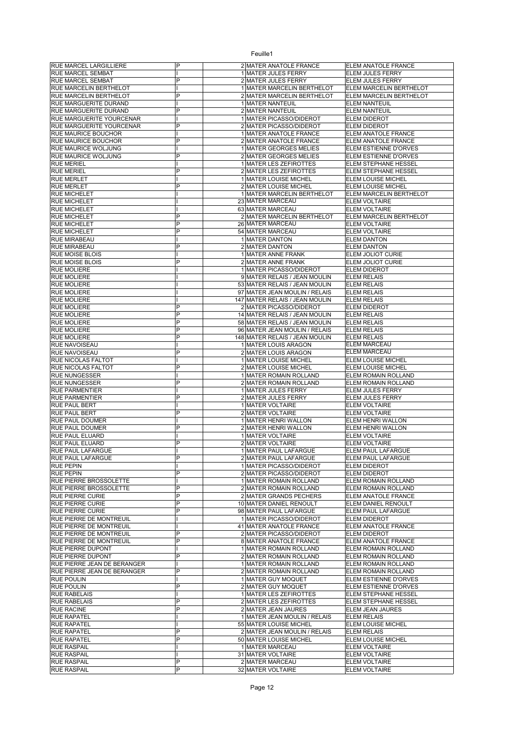| | | | | |
|---|---|---|---|---|
| RUE MARCEL LARGILLIERE | P | 2 | MATER ANATOLE FRANCE | ELEM ANATOLE FRANCE |
| RUE MARCEL SEMBAT | I | 1 | MATER JULES FERRY | ELEM JULES FERRY |
| RUE MARCEL SEMBAT | P | 2 | MATER JULES FERRY | ELEM JULES FERRY |
| RUE MARCELIN BERTHELOT | I | 1 | MATER MARCELIN BERTHELOT | ELEM MARCELIN BERTHELOT |
| RUE MARCELIN BERTHELOT | P | 2 | MATER MARCELIN BERTHELOT | ELEM MARCELIN BERTHELOT |
| RUE MARGUERITE DURAND | I | 1 | MATER NANTEUIL | ELEM NANTEUIL |
| RUE MARGUERITE DURAND | P | 2 | MATER NANTEUIL | ELEM NANTEUIL |
| RUE MARGUERITE YOURCENAR | I | 1 | MATER PICASSO/DIDEROT | ELEM DIDEROT |
| RUE MARGUERITE YOURCENAR | P | 2 | MATER PICASSO/DIDEROT | ELEM DIDEROT |
| RUE MAURICE BOUCHOR | I | 1 | MATER ANATOLE FRANCE | ELEM ANATOLE FRANCE |
| RUE MAURICE BOUCHOR | P | 2 | MATER ANATOLE FRANCE | ELEM ANATOLE FRANCE |
| RUE MAURICE WOLJUNG | I | 1 | MATER GEORGES MELIES | ELEM ESTIENNE D'ORVES |
| RUE MAURICE WOLJUNG | P | 2 | MATER GEORGES MELIES | ELEM ESTIENNE D'ORVES |
| RUE MERIEL | I | 1 | MATER LES ZEFIROTTES | ELEM STEPHANE HESSEL |
| RUE MERIEL | P | 2 | MATER LES ZEFIROTTES | ELEM STEPHANE HESSEL |
| RUE MERLET | I | 1 | MATER LOUISE MICHEL | ELEM LOUISE MICHEL |
| RUE MERLET | P | 2 | MATER LOUISE MICHEL | ELEM LOUISE MICHEL |
| RUE MICHELET | I | 1 | MATER MARCELIN BERTHELOT | ELEM MARCELIN BERTHELOT |
| RUE MICHELET | I | 23 | MATER MARCEAU | ELEM VOLTAIRE |
| RUE MICHELET | I | 63 | MATER MARCEAU | ELEM VOLTAIRE |
| RUE MICHELET | P | 2 | MATER MARCELIN BERTHELOT | ELEM MARCELIN BERTHELOT |
| RUE MICHELET | P | 26 | MATER MARCEAU | ELEM VOLTAIRE |
| RUE MICHELET | P | 54 | MATER MARCEAU | ELEM VOLTAIRE |
| RUE MIRABEAU | I | 1 | MATER DANTON | ELEM DANTON |
| RUE MIRABEAU | P | 2 | MATER DANTON | ELEM DANTON |
| RUE MOISE BLOIS | I | 1 | MATER ANNE FRANK | ELEM JOLIOT CURIE |
| RUE MOISE BLOIS | P | 2 | MATER ANNE FRANK | ELEM JOLIOT CURIE |
| RUE MOLIERE | I | 1 | MATER PICASSO/DIDEROT | ELEM DIDEROT |
| RUE MOLIERE | I | 9 | MATER RELAIS / JEAN MOULIN | ELEM RELAIS |
| RUE MOLIERE | I | 53 | MATER RELAIS / JEAN MOULIN | ELEM RELAIS |
| RUE MOLIERE | I | 97 | MATER JEAN MOULIN / RELAIS | ELEM RELAIS |
| RUE MOLIERE | I | 147 | MATER RELAIS / JEAN MOULIN | ELEM RELAIS |
| RUE MOLIERE | P | 2 | MATER PICASSO/DIDEROT | ELEM DIDEROT |
| RUE MOLIERE | P | 14 | MATER RELAIS / JEAN MOULIN | ELEM RELAIS |
| RUE MOLIERE | P | 58 | MATER RELAIS / JEAN MOULIN | ELEM RELAIS |
| RUE MOLIERE | P | 96 | MATER JEAN MOULIN / RELAIS | ELEM RELAIS |
| RUE MOLIERE | P | 148 | MATER RELAIS / JEAN MOULIN | ELEM RELAIS |
| RUE NAVOISEAU | I | 1 | MATER LOUIS ARAGON | ELEM MARCEAU |
| RUE NAVOISEAU | P | 2 | MATER LOUIS ARAGON | ELEM MARCEAU |
| RUE NICOLAS FALTOT | I | 1 | MATER LOUISE MICHEL | ELEM LOUISE MICHEL |
| RUE NICOLAS FALTOT | P | 2 | MATER LOUISE MICHEL | ELEM LOUISE MICHEL |
| RUE NUNGESSER | I | 1 | MATER ROMAIN ROLLAND | ELEM ROMAIN ROLLAND |
| RUE NUNGESSER | P | 2 | MATER ROMAIN ROLLAND | ELEM ROMAIN ROLLAND |
| RUE PARMENTIER | I | 1 | MATER JULES FERRY | ELEM JULES FERRY |
| RUE PARMENTIER | P | 2 | MATER JULES FERRY | ELEM JULES FERRY |
| RUE PAUL BERT | I | 1 | MATER VOLTAIRE | ELEM VOLTAIRE |
| RUE PAUL BERT | P | 2 | MATER VOLTAIRE | ELEM VOLTAIRE |
| RUE PAUL DOUMER | I | 1 | MATER HENRI WALLON | ELEM HENRI WALLON |
| RUE PAUL DOUMER | P | 2 | MATER HENRI WALLON | ELEM HENRI WALLON |
| RUE PAUL ELUARD | I | 1 | MATER VOLTAIRE | ELEM VOLTAIRE |
| RUE PAUL ELUARD | P | 2 | MATER VOLTAIRE | ELEM VOLTAIRE |
| RUE PAUL LAFARGUE | I | 1 | MATER PAUL LAFARGUE | ELEM PAUL LAFARGUE |
| RUE PAUL LAFARGUE | P | 2 | MATER PAUL LAFARGUE | ELEM PAUL LAFARGUE |
| RUE PEPIN | I | 1 | MATER PICASSO/DIDEROT | ELEM DIDEROT |
| RUE PEPIN | P | 2 | MATER PICASSO/DIDEROT | ELEM DIDEROT |
| RUE PIERRE BROSSOLETTE | I | 1 | MATER ROMAIN ROLLAND | ELEM ROMAIN ROLLAND |
| RUE PIERRE BROSSOLETTE | P | 2 | MATER ROMAIN ROLLAND | ELEM ROMAIN ROLLAND |
| RUE PIERRE CURIE | P | 2 | MATER GRANDS PECHERS | ELEM ANATOLE FRANCE |
| RUE PIERRE CURIE | P | 10 | MATER DANIEL RENOULT | ELEM DANIEL RENOULT |
| RUE PIERRE CURIE | P | 98 | MATER PAUL LAFARGUE | ELEM PAUL LAFARGUE |
| RUE PIERRE DE MONTREUIL | I | 1 | MATER PICASSO/DIDEROT | ELEM DIDEROT |
| RUE PIERRE DE MONTREUIL | I | 41 | MATER ANATOLE FRANCE | ELEM ANATOLE FRANCE |
| RUE PIERRE DE MONTREUIL | P | 2 | MATER PICASSO/DIDEROT | ELEM DIDEROT |
| RUE PIERRE DE MONTREUIL | P | 8 | MATER ANATOLE FRANCE | ELEM ANATOLE FRANCE |
| RUE PIERRE DUPONT | I | 1 | MATER ROMAIN ROLLAND | ELEM ROMAIN ROLLAND |
| RUE PIERRE DUPONT | P | 2 | MATER ROMAIN ROLLAND | ELEM ROMAIN ROLLAND |
| RUE PIERRE JEAN DE BERANGER | I | 1 | MATER ROMAIN ROLLAND | ELEM ROMAIN ROLLAND |
| RUE PIERRE JEAN DE BERANGER | P | 2 | MATER ROMAIN ROLLAND | ELEM ROMAIN ROLLAND |
| RUE POULIN | I | 1 | MATER GUY MOQUET | ELEM ESTIENNE D'ORVES |
| RUE POULIN | P | 2 | MATER GUY MOQUET | ELEM ESTIENNE D'ORVES |
| RUE RABELAIS | I | 1 | MATER LES ZEFIROTTES | ELEM STEPHANE HESSEL |
| RUE RABELAIS | P | 2 | MATER LES ZEFIROTTES | ELEM STEPHANE HESSEL |
| RUE RACINE | P | 2 | MATER JEAN JAURES | ELEM JEAN JAURES |
| RUE RAPATEL | I | 1 | MATER JEAN MOULIN / RELAIS | ELEM RELAIS |
| RUE RAPATEL | I | 55 | MATER LOUISE MICHEL | ELEM LOUISE MICHEL |
| RUE RAPATEL | P | 2 | MATER JEAN MOULIN / RELAIS | ELEM RELAIS |
| RUE RAPATEL | P | 50 | MATER LOUISE MICHEL | ELEM LOUISE MICHEL |
| RUE RASPAIL | I | 1 | MATER MARCEAU | ELEM VOLTAIRE |
| RUE RASPAIL | I | 31 | MATER VOLTAIRE | ELEM VOLTAIRE |
| RUE RASPAIL | P | 2 | MATER MARCEAU | ELEM VOLTAIRE |
| RUE RASPAIL | P | 32 | MATER VOLTAIRE | ELEM VOLTAIRE |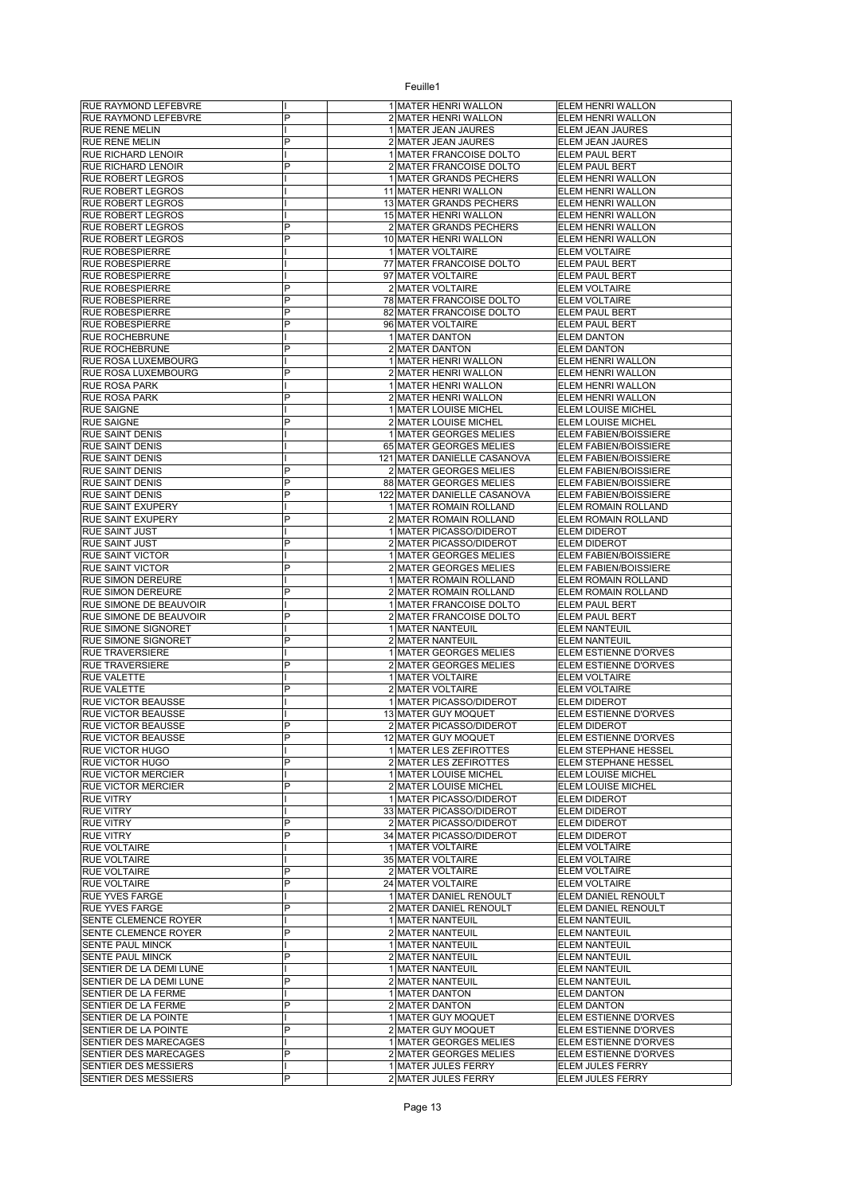| | | | | |
|---|---|---|---|---|
| RUE RAYMOND LEFEBVRE | I | 1 | MATER HENRI WALLON | ELEM HENRI WALLON |
| RUE RAYMOND LEFEBVRE | P | 2 | MATER HENRI WALLON | ELEM HENRI WALLON |
| RUE RENE MELIN | I | 1 | MATER JEAN JAURES | ELEM JEAN JAURES |
| RUE RENE MELIN | P | 2 | MATER JEAN JAURES | ELEM JEAN JAURES |
| RUE RICHARD LENOIR | I | 1 | MATER FRANCOISE DOLTO | ELEM PAUL BERT |
| RUE RICHARD LENOIR | P | 2 | MATER FRANCOISE DOLTO | ELEM PAUL BERT |
| RUE ROBERT LEGROS | I | 1 | MATER GRANDS PECHERS | ELEM HENRI WALLON |
| RUE ROBERT LEGROS | I | 11 | MATER HENRI WALLON | ELEM HENRI WALLON |
| RUE ROBERT LEGROS | I | 13 | MATER GRANDS PECHERS | ELEM HENRI WALLON |
| RUE ROBERT LEGROS | I | 15 | MATER HENRI WALLON | ELEM HENRI WALLON |
| RUE ROBERT LEGROS | P | 2 | MATER GRANDS PECHERS | ELEM HENRI WALLON |
| RUE ROBERT LEGROS | P | 10 | MATER HENRI WALLON | ELEM HENRI WALLON |
| RUE ROBESPIERRE | I | 1 | MATER VOLTAIRE | ELEM VOLTAIRE |
| RUE ROBESPIERRE | I | 77 | MATER FRANCOISE DOLTO | ELEM PAUL BERT |
| RUE ROBESPIERRE | I | 97 | MATER VOLTAIRE | ELEM PAUL BERT |
| RUE ROBESPIERRE | P | 2 | MATER VOLTAIRE | ELEM VOLTAIRE |
| RUE ROBESPIERRE | P | 78 | MATER FRANCOISE DOLTO | ELEM VOLTAIRE |
| RUE ROBESPIERRE | P | 82 | MATER FRANCOISE DOLTO | ELEM PAUL BERT |
| RUE ROBESPIERRE | P | 96 | MATER VOLTAIRE | ELEM PAUL BERT |
| RUE ROCHEBRUNE | I | 1 | MATER DANTON | ELEM DANTON |
| RUE ROCHEBRUNE | P | 2 | MATER DANTON | ELEM DANTON |
| RUE ROSA LUXEMBOURG | I | 1 | MATER HENRI WALLON | ELEM HENRI WALLON |
| RUE ROSA LUXEMBOURG | P | 2 | MATER HENRI WALLON | ELEM HENRI WALLON |
| RUE ROSA PARK | I | 1 | MATER HENRI WALLON | ELEM HENRI WALLON |
| RUE ROSA PARK | P | 2 | MATER HENRI WALLON | ELEM HENRI WALLON |
| RUE SAIGNE | I | 1 | MATER LOUISE MICHEL | ELEM LOUISE MICHEL |
| RUE SAIGNE | P | 2 | MATER LOUISE MICHEL | ELEM LOUISE MICHEL |
| RUE SAINT DENIS | I | 1 | MATER GEORGES MELIES | ELEM FABIEN/BOISSIERE |
| RUE SAINT DENIS | I | 65 | MATER GEORGES MELIES | ELEM FABIEN/BOISSIERE |
| RUE SAINT DENIS | I | 121 | MATER DANIELLE CASANOVA | ELEM FABIEN/BOISSIERE |
| RUE SAINT DENIS | P | 2 | MATER GEORGES MELIES | ELEM FABIEN/BOISSIERE |
| RUE SAINT DENIS | P | 88 | MATER GEORGES MELIES | ELEM FABIEN/BOISSIERE |
| RUE SAINT DENIS | P | 122 | MATER DANIELLE CASANOVA | ELEM FABIEN/BOISSIERE |
| RUE SAINT EXUPERY | I | 1 | MATER ROMAIN ROLLAND | ELEM ROMAIN ROLLAND |
| RUE SAINT EXUPERY | P | 2 | MATER ROMAIN ROLLAND | ELEM ROMAIN ROLLAND |
| RUE SAINT JUST | I | 1 | MATER PICASSO/DIDEROT | ELEM DIDEROT |
| RUE SAINT JUST | P | 2 | MATER PICASSO/DIDEROT | ELEM DIDEROT |
| RUE SAINT VICTOR | I | 1 | MATER GEORGES MELIES | ELEM FABIEN/BOISSIERE |
| RUE SAINT VICTOR | P | 2 | MATER GEORGES MELIES | ELEM FABIEN/BOISSIERE |
| RUE SIMON DEREURE | I | 1 | MATER ROMAIN ROLLAND | ELEM ROMAIN ROLLAND |
| RUE SIMON DEREURE | P | 2 | MATER ROMAIN ROLLAND | ELEM ROMAIN ROLLAND |
| RUE SIMONE DE BEAUVOIR | I | 1 | MATER FRANCOISE DOLTO | ELEM PAUL BERT |
| RUE SIMONE DE BEAUVOIR | P | 2 | MATER FRANCOISE DOLTO | ELEM PAUL BERT |
| RUE SIMONE SIGNORET | I | 1 | MATER NANTEUIL | ELEM NANTEUIL |
| RUE SIMONE SIGNORET | P | 2 | MATER NANTEUIL | ELEM NANTEUIL |
| RUE TRAVERSIERE | I | 1 | MATER GEORGES MELIES | ELEM ESTIENNE D'ORVES |
| RUE TRAVERSIERE | P | 2 | MATER GEORGES MELIES | ELEM ESTIENNE D'ORVES |
| RUE VALETTE | I | 1 | MATER VOLTAIRE | ELEM VOLTAIRE |
| RUE VALETTE | P | 2 | MATER VOLTAIRE | ELEM VOLTAIRE |
| RUE VICTOR BEAUSSE | I | 1 | MATER PICASSO/DIDEROT | ELEM DIDEROT |
| RUE VICTOR BEAUSSE | I | 13 | MATER GUY MOQUET | ELEM ESTIENNE D'ORVES |
| RUE VICTOR BEAUSSE | P | 2 | MATER PICASSO/DIDEROT | ELEM DIDEROT |
| RUE VICTOR BEAUSSE | P | 12 | MATER GUY MOQUET | ELEM ESTIENNE D'ORVES |
| RUE VICTOR HUGO | I | 1 | MATER LES ZEFIROTTES | ELEM STEPHANE HESSEL |
| RUE VICTOR HUGO | P | 2 | MATER LES ZEFIROTTES | ELEM STEPHANE HESSEL |
| RUE VICTOR MERCIER | I | 1 | MATER LOUISE MICHEL | ELEM LOUISE MICHEL |
| RUE VICTOR MERCIER | P | 2 | MATER LOUISE MICHEL | ELEM LOUISE MICHEL |
| RUE VITRY | I | 1 | MATER PICASSO/DIDEROT | ELEM DIDEROT |
| RUE VITRY | I | 33 | MATER PICASSO/DIDEROT | ELEM DIDEROT |
| RUE VITRY | P | 2 | MATER PICASSO/DIDEROT | ELEM DIDEROT |
| RUE VITRY | P | 34 | MATER PICASSO/DIDEROT | ELEM DIDEROT |
| RUE VOLTAIRE | I | 1 | MATER VOLTAIRE | ELEM VOLTAIRE |
| RUE VOLTAIRE | I | 35 | MATER VOLTAIRE | ELEM VOLTAIRE |
| RUE VOLTAIRE | P | 2 | MATER VOLTAIRE | ELEM VOLTAIRE |
| RUE VOLTAIRE | P | 24 | MATER VOLTAIRE | ELEM VOLTAIRE |
| RUE YVES FARGE | I | 1 | MATER DANIEL RENOULT | ELEM DANIEL RENOULT |
| RUE YVES FARGE | P | 2 | MATER DANIEL RENOULT | ELEM DANIEL RENOULT |
| SENTE CLEMENCE ROYER | I | 1 | MATER NANTEUIL | ELEM NANTEUIL |
| SENTE CLEMENCE ROYER | P | 2 | MATER NANTEUIL | ELEM NANTEUIL |
| SENTE PAUL MINCK | I | 1 | MATER NANTEUIL | ELEM NANTEUIL |
| SENTE PAUL MINCK | P | 2 | MATER NANTEUIL | ELEM NANTEUIL |
| SENTIER DE LA DEMI LUNE | I | 1 | MATER NANTEUIL | ELEM NANTEUIL |
| SENTIER DE LA DEMI LUNE | P | 2 | MATER NANTEUIL | ELEM NANTEUIL |
| SENTIER DE LA FERME | I | 1 | MATER DANTON | ELEM DANTON |
| SENTIER DE LA FERME | P | 2 | MATER DANTON | ELEM DANTON |
| SENTIER DE LA POINTE | I | 1 | MATER GUY MOQUET | ELEM ESTIENNE D'ORVES |
| SENTIER DE LA POINTE | P | 2 | MATER GUY MOQUET | ELEM ESTIENNE D'ORVES |
| SENTIER DES MARECAGES | I | 1 | MATER GEORGES MELIES | ELEM ESTIENNE D'ORVES |
| SENTIER DES MARECAGES | P | 2 | MATER GEORGES MELIES | ELEM ESTIENNE D'ORVES |
| SENTIER DES MESSIERS | I | 1 | MATER JULES FERRY | ELEM JULES FERRY |
| SENTIER DES MESSIERS | P | 2 | MATER JULES FERRY | ELEM JULES FERRY |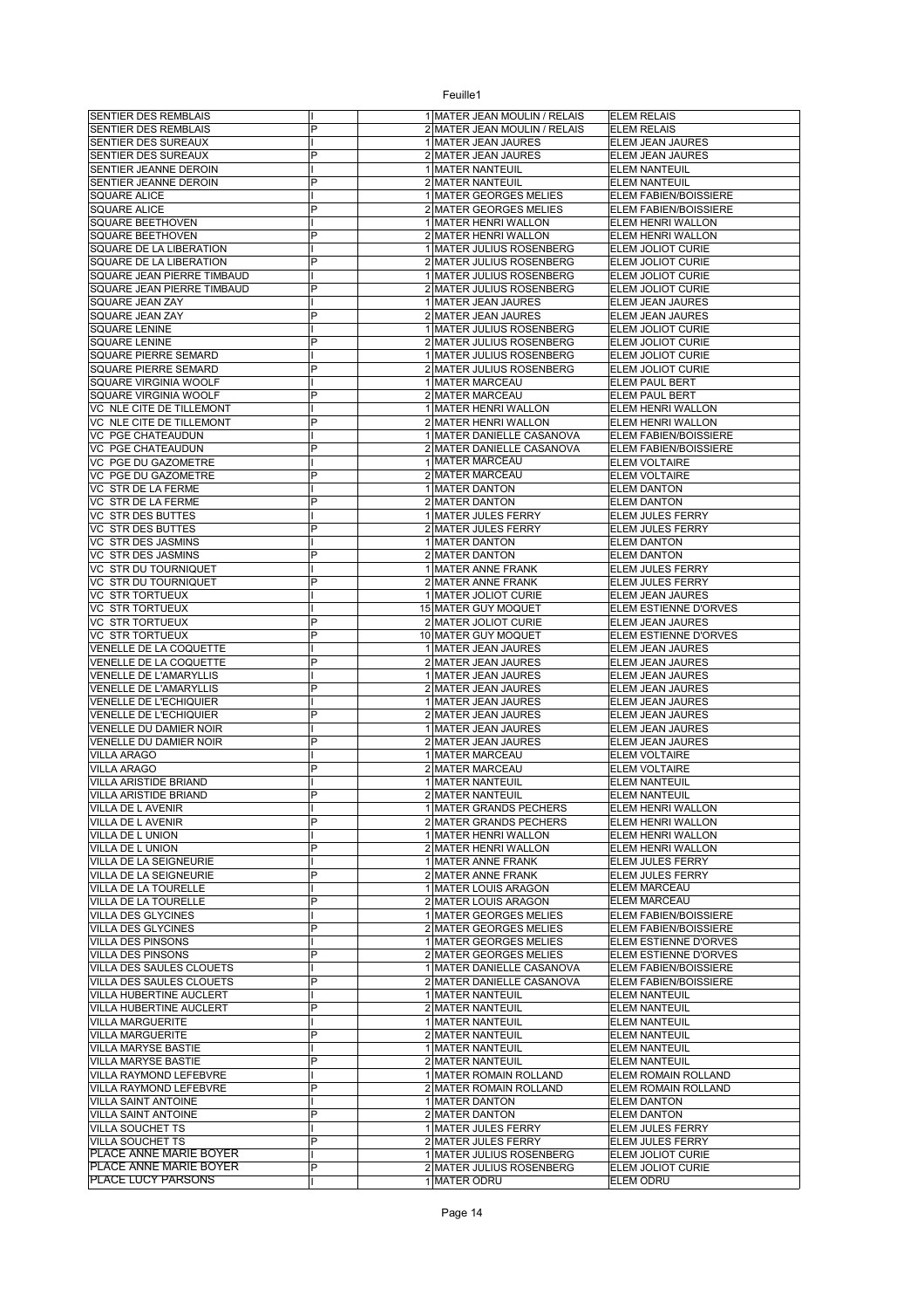| | | | | |
|---|---|---|---|---|
| SENTIER DES REMBLAIS | I | 1 | MATER JEAN MOULIN / RELAIS | ELEM RELAIS |
| SENTIER DES REMBLAIS | P | 2 | MATER JEAN MOULIN / RELAIS | ELEM RELAIS |
| SENTIER DES SUREAUX | I | 1 | MATER JEAN JAURES | ELEM JEAN JAURES |
| SENTIER DES SUREAUX | P | 2 | MATER JEAN JAURES | ELEM JEAN JAURES |
| SENTIER JEANNE DEROIN | I | 1 | MATER NANTEUIL | ELEM NANTEUIL |
| SENTIER JEANNE DEROIN | P | 2 | MATER NANTEUIL | ELEM NANTEUIL |
| SQUARE ALICE | I | 1 | MATER GEORGES MELIES | ELEM FABIEN/BOISSIERE |
| SQUARE ALICE | P | 2 | MATER GEORGES MELIES | ELEM FABIEN/BOISSIERE |
| SQUARE BEETHOVEN | I | 1 | MATER HENRI WALLON | ELEM HENRI WALLON |
| SQUARE BEETHOVEN | P | 2 | MATER HENRI WALLON | ELEM HENRI WALLON |
| SQUARE DE LA LIBERATION | I | 1 | MATER JULIUS ROSENBERG | ELEM JOLIOT CURIE |
| SQUARE DE LA LIBERATION | P | 2 | MATER JULIUS ROSENBERG | ELEM JOLIOT CURIE |
| SQUARE JEAN PIERRE TIMBAUD | I | 1 | MATER JULIUS ROSENBERG | ELEM JOLIOT CURIE |
| SQUARE JEAN PIERRE TIMBAUD | P | 2 | MATER JULIUS ROSENBERG | ELEM JOLIOT CURIE |
| SQUARE JEAN ZAY | I | 1 | MATER JEAN JAURES | ELEM JEAN JAURES |
| SQUARE JEAN ZAY | P | 2 | MATER JEAN JAURES | ELEM JEAN JAURES |
| SQUARE LENINE | I | 1 | MATER JULIUS ROSENBERG | ELEM JOLIOT CURIE |
| SQUARE LENINE | P | 2 | MATER JULIUS ROSENBERG | ELEM JOLIOT CURIE |
| SQUARE PIERRE SEMARD | I | 1 | MATER JULIUS ROSENBERG | ELEM JOLIOT CURIE |
| SQUARE PIERRE SEMARD | P | 2 | MATER JULIUS ROSENBERG | ELEM JOLIOT CURIE |
| SQUARE VIRGINIA WOOLF | I | 1 | MATER MARCEAU | ELEM PAUL BERT |
| SQUARE VIRGINIA WOOLF | P | 2 | MATER MARCEAU | ELEM PAUL BERT |
| VC NLE CITE DE TILLEMONT | I | 1 | MATER HENRI WALLON | ELEM HENRI WALLON |
| VC NLE CITE DE TILLEMONT | P | 2 | MATER HENRI WALLON | ELEM HENRI WALLON |
| VC PGE CHATEAUDUN | I | 1 | MATER DANIELLE CASANOVA | ELEM FABIEN/BOISSIERE |
| VC PGE CHATEAUDUN | P | 2 | MATER DANIELLE CASANOVA | ELEM FABIEN/BOISSIERE |
| VC PGE DU GAZOMETRE | I | 1 | MATER MARCEAU | ELEM VOLTAIRE |
| VC PGE DU GAZOMETRE | P | 2 | MATER MARCEAU | ELEM VOLTAIRE |
| VC STR DE LA FERME | I | 1 | MATER DANTON | ELEM DANTON |
| VC STR DE LA FERME | P | 2 | MATER DANTON | ELEM DANTON |
| VC STR DES BUTTES | I | 1 | MATER JULES FERRY | ELEM JULES FERRY |
| VC STR DES BUTTES | P | 2 | MATER JULES FERRY | ELEM JULES FERRY |
| VC STR DES JASMINS | I | 1 | MATER DANTON | ELEM DANTON |
| VC STR DES JASMINS | P | 2 | MATER DANTON | ELEM DANTON |
| VC STR DU TOURNIQUET | I | 1 | MATER ANNE FRANK | ELEM JULES FERRY |
| VC STR DU TOURNIQUET | P | 2 | MATER ANNE FRANK | ELEM JULES FERRY |
| VC STR TORTUEUX | I | 1 | MATER JOLIOT CURIE | ELEM JEAN JAURES |
| VC STR TORTUEUX | I | 15 | MATER GUY MOQUET | ELEM ESTIENNE D'ORVES |
| VC STR TORTUEUX | P | 2 | MATER JOLIOT CURIE | ELEM JEAN JAURES |
| VC STR TORTUEUX | P | 10 | MATER GUY MOQUET | ELEM ESTIENNE D'ORVES |
| VENELLE DE LA COQUETTE | I | 1 | MATER JEAN JAURES | ELEM JEAN JAURES |
| VENELLE DE LA COQUETTE | P | 2 | MATER JEAN JAURES | ELEM JEAN JAURES |
| VENELLE DE L'AMARYLLIS | I | 1 | MATER JEAN JAURES | ELEM JEAN JAURES |
| VENELLE DE L'AMARYLLIS | P | 2 | MATER JEAN JAURES | ELEM JEAN JAURES |
| VENELLE DE L'ECHIQUIER | I | 1 | MATER JEAN JAURES | ELEM JEAN JAURES |
| VENELLE DE L'ECHIQUIER | P | 2 | MATER JEAN JAURES | ELEM JEAN JAURES |
| VENELLE DU DAMIER NOIR | I | 1 | MATER JEAN JAURES | ELEM JEAN JAURES |
| VENELLE DU DAMIER NOIR | P | 2 | MATER JEAN JAURES | ELEM JEAN JAURES |
| VILLA ARAGO | I | 1 | MATER MARCEAU | ELEM VOLTAIRE |
| VILLA ARAGO | P | 2 | MATER MARCEAU | ELEM VOLTAIRE |
| VILLA ARISTIDE BRIAND | I | 1 | MATER NANTEUIL | ELEM NANTEUIL |
| VILLA ARISTIDE BRIAND | P | 2 | MATER NANTEUIL | ELEM NANTEUIL |
| VILLA DE L AVENIR | I | 1 | MATER GRANDS PECHERS | ELEM HENRI WALLON |
| VILLA DE L AVENIR | P | 2 | MATER GRANDS PECHERS | ELEM HENRI WALLON |
| VILLA DE L UNION | I | 1 | MATER HENRI WALLON | ELEM HENRI WALLON |
| VILLA DE L UNION | P | 2 | MATER HENRI WALLON | ELEM HENRI WALLON |
| VILLA DE LA SEIGNEURIE | I | 1 | MATER ANNE FRANK | ELEM JULES FERRY |
| VILLA DE LA SEIGNEURIE | P | 2 | MATER ANNE FRANK | ELEM JULES FERRY |
| VILLA DE LA TOURELLE | I | 1 | MATER LOUIS ARAGON | ELEM MARCEAU |
| VILLA DE LA TOURELLE | P | 2 | MATER LOUIS ARAGON | ELEM MARCEAU |
| VILLA DES GLYCINES | I | 1 | MATER GEORGES MELIES | ELEM FABIEN/BOISSIERE |
| VILLA DES GLYCINES | P | 2 | MATER GEORGES MELIES | ELEM FABIEN/BOISSIERE |
| VILLA DES PINSONS | I | 1 | MATER GEORGES MELIES | ELEM ESTIENNE D'ORVES |
| VILLA DES PINSONS | P | 2 | MATER GEORGES MELIES | ELEM ESTIENNE D'ORVES |
| VILLA DES SAULES CLOUETS | I | 1 | MATER DANIELLE CASANOVA | ELEM FABIEN/BOISSIERE |
| VILLA DES SAULES CLOUETS | P | 2 | MATER DANIELLE CASANOVA | ELEM FABIEN/BOISSIERE |
| VILLA HUBERTINE AUCLERT | I | 1 | MATER NANTEUIL | ELEM NANTEUIL |
| VILLA HUBERTINE AUCLERT | P | 2 | MATER NANTEUIL | ELEM NANTEUIL |
| VILLA MARGUERITE | I | 1 | MATER NANTEUIL | ELEM NANTEUIL |
| VILLA MARGUERITE | P | 2 | MATER NANTEUIL | ELEM NANTEUIL |
| VILLA MARYSE BASTIE | I | 1 | MATER NANTEUIL | ELEM NANTEUIL |
| VILLA MARYSE BASTIE | P | 2 | MATER NANTEUIL | ELEM NANTEUIL |
| VILLA RAYMOND LEFEBVRE | I | 1 | MATER ROMAIN ROLLAND | ELEM ROMAIN ROLLAND |
| VILLA RAYMOND LEFEBVRE | P | 2 | MATER ROMAIN ROLLAND | ELEM ROMAIN ROLLAND |
| VILLA SAINT ANTOINE | I | 1 | MATER DANTON | ELEM DANTON |
| VILLA SAINT ANTOINE | P | 2 | MATER DANTON | ELEM DANTON |
| VILLA SOUCHET TS | I | 1 | MATER JULES FERRY | ELEM JULES FERRY |
| VILLA SOUCHET TS | P | 2 | MATER JULES FERRY | ELEM JULES FERRY |
| PLACE ANNE MARIE BOYER | I | 1 | MATER JULIUS ROSENBERG | ELEM JOLIOT CURIE |
| PLACE ANNE MARIE BOYER | P | 2 | MATER JULIUS ROSENBERG | ELEM JOLIOT CURIE |
| PLACE LUCY PARSONS | I | 1 | MATER ODRU | ELEM ODRU |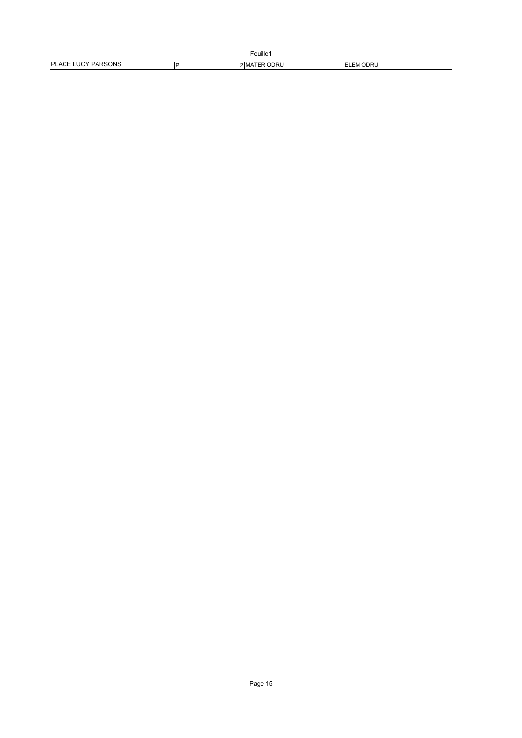| | | | | |
|---|---|---|---|---|
| PLACE LUCY PARSONS | P | 2 | MATER ODRU | ELEM ODRU |